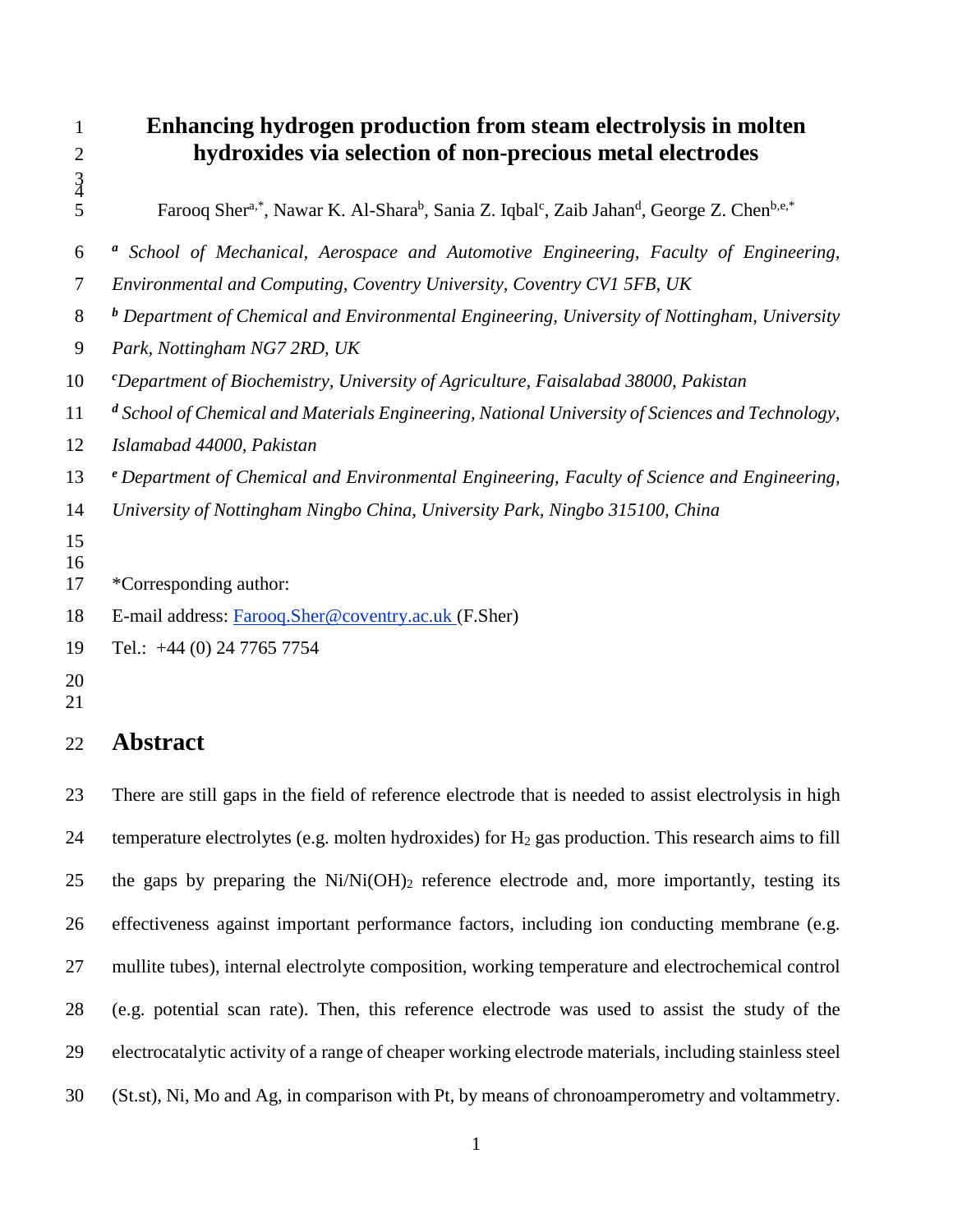# Enhancing hydrogen production from steam electrolysis in molten hydroxides via selection of non-precious metal electrodes

Farooq Sher[a,*], Nawar K. Al-Shara[b], Sania Z. Iqbal[c], Zaib Jahan[d], George Z. Chen[b,e,*]

[a] *School of Mechanical, Aerospace and Automotive Engineering, Faculty of Engineering, Environmental and Computing, Coventry University, Coventry CV1 5FB, UK*

[b] *Department of Chemical and Environmental Engineering, University of Nottingham, University Park, Nottingham NG7 2RD, UK*

[c] *Department of Biochemistry, University of Agriculture, Faisalabad 38000, Pakistan*

[d] *School of Chemical and Materials Engineering, National University of Sciences and Technology, Islamabad 44000, Pakistan*

[e] *Department of Chemical and Environmental Engineering, Faculty of Science and Engineering, University of Nottingham Ningbo China, University Park, Ningbo 315100, China*

*Corresponding author:

E-mail address: Farooq.Sher@coventry.ac.uk (F.Sher)

Tel.: +44 (0) 24 7765 7754

## Abstract

There are still gaps in the field of reference electrode that is needed to assist electrolysis in high temperature electrolytes (e.g. molten hydroxides) for $H_2$ gas production. This research aims to fill the gaps by preparing the $Ni/Ni(OH)_2$ reference electrode and, more importantly, testing its effectiveness against important performance factors, including ion conducting membrane (e.g. mullite tubes), internal electrolyte composition, working temperature and electrochemical control (e.g. potential scan rate). Then, this reference electrode was used to assist the study of the electrocatalytic activity of a range of cheaper working electrode materials, including stainless steel (St.st), Ni, Mo and Ag, in comparison with Pt, by means of chronoamperometry and voltammetry.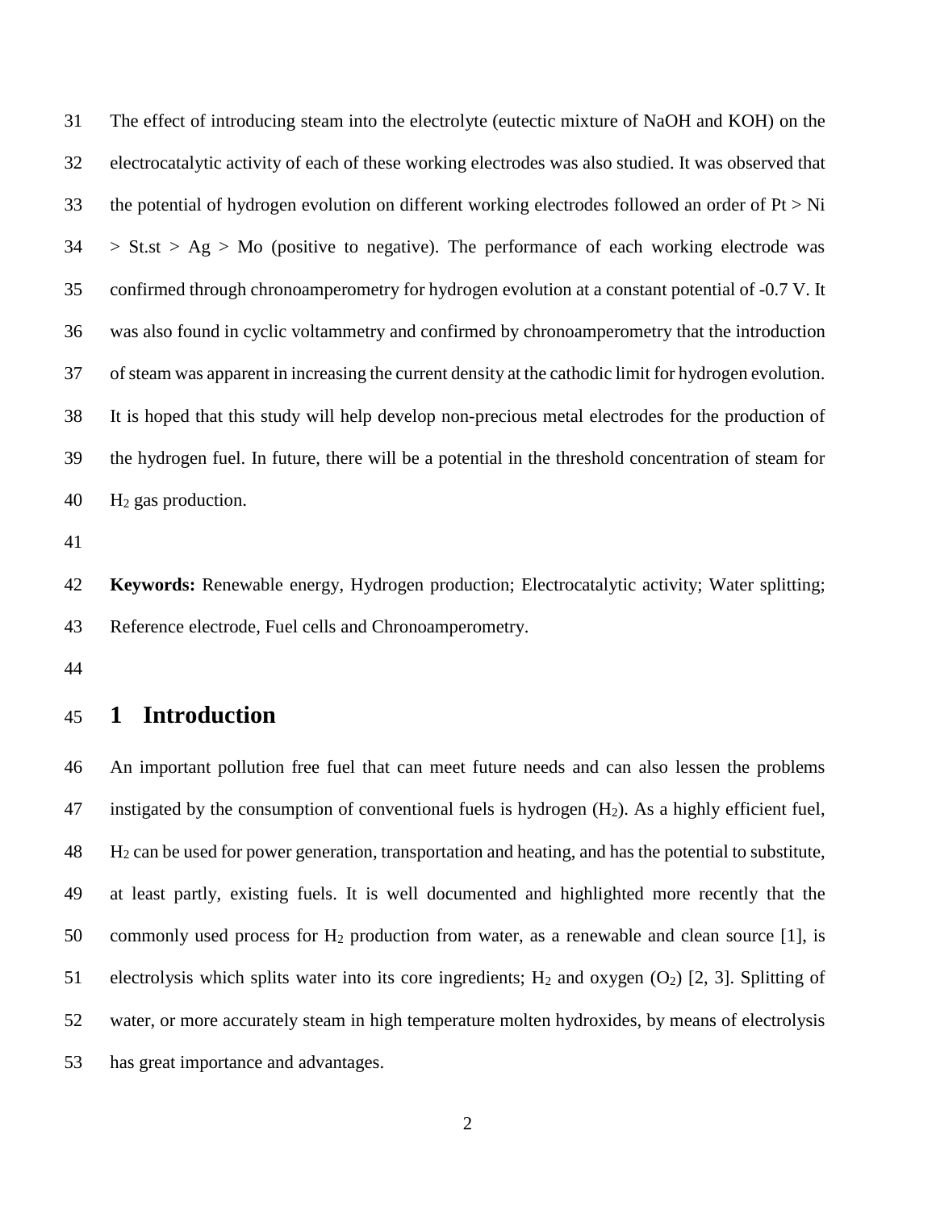The effect of introducing steam into the electrolyte (eutectic mixture of NaOH and KOH) on the electrocatalytic activity of each of these working electrodes was also studied. It was observed that the potential of hydrogen evolution on different working electrodes followed an order of Pt > Ni > St.st > Ag > Mo (positive to negative). The performance of each working electrode was confirmed through chronoamperometry for hydrogen evolution at a constant potential of -0.7 V. It was also found in cyclic voltammetry and confirmed by chronoamperometry that the introduction of steam was apparent in increasing the current density at the cathodic limit for hydrogen evolution. It is hoped that this study will help develop non-precious metal electrodes for the production of the hydrogen fuel. In future, there will be a potential in the threshold concentration of steam for $H_2$ gas production.

**Keywords:** Renewable energy, Hydrogen production; Electrocatalytic activity; Water splitting; Reference electrode, Fuel cells and Chronoamperometry.

# 1 Introduction

An important pollution free fuel that can meet future needs and can also lessen the problems instigated by the consumption of conventional fuels is hydrogen ($H_2$). As a highly efficient fuel, $H_2$ can be used for power generation, transportation and heating, and has the potential to substitute, at least partly, existing fuels. It is well documented and highlighted more recently that the commonly used process for $H_2$ production from water, as a renewable and clean source [1], is electrolysis which splits water into its core ingredients; $H_2$ and oxygen ($O_2$) [2, 3]. Splitting of water, or more accurately steam in high temperature molten hydroxides, by means of electrolysis has great importance and advantages.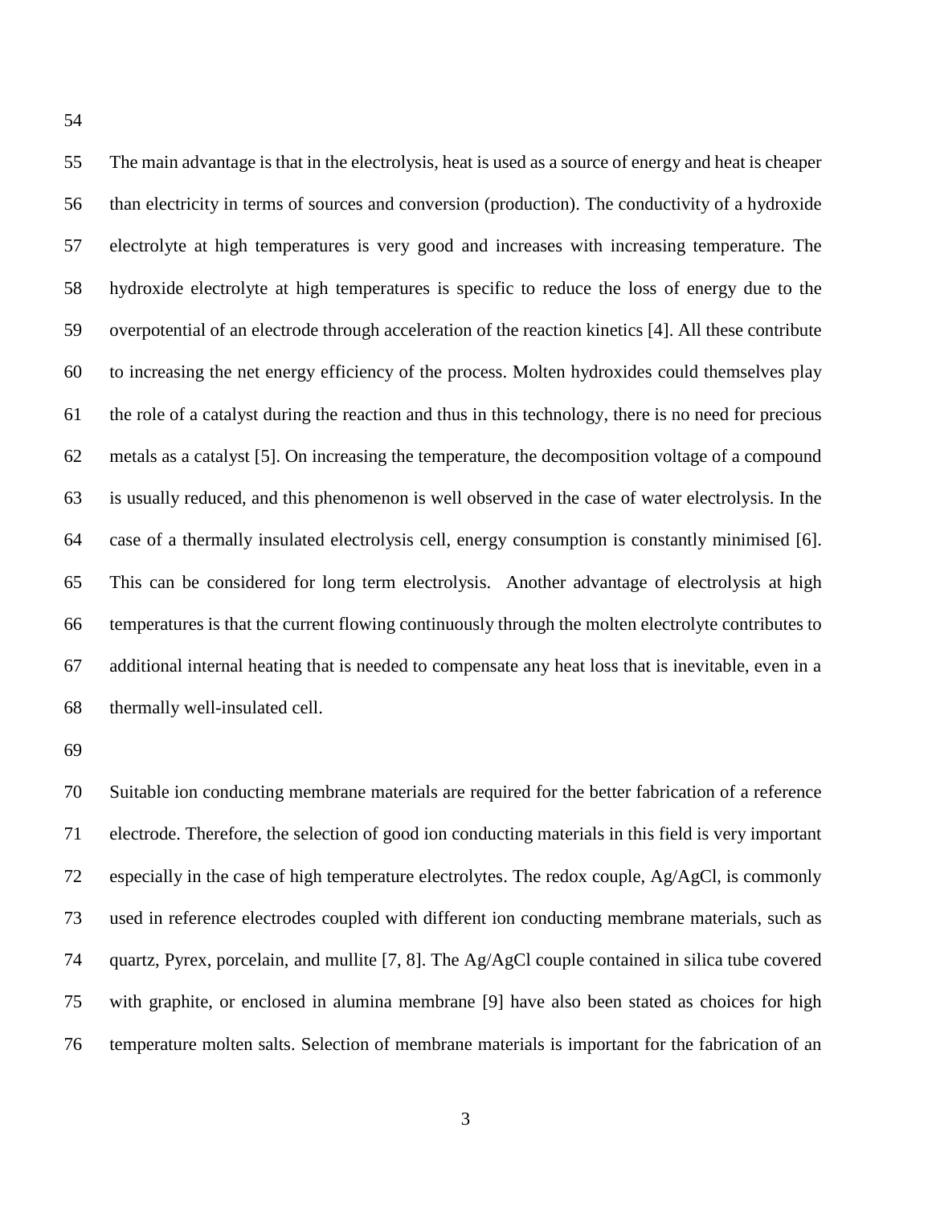The main advantage is that in the electrolysis, heat is used as a source of energy and heat is cheaper than electricity in terms of sources and conversion (production). The conductivity of a hydroxide electrolyte at high temperatures is very good and increases with increasing temperature. The hydroxide electrolyte at high temperatures is specific to reduce the loss of energy due to the overpotential of an electrode through acceleration of the reaction kinetics [4]. All these contribute to increasing the net energy efficiency of the process. Molten hydroxides could themselves play the role of a catalyst during the reaction and thus in this technology, there is no need for precious metals as a catalyst [5]. On increasing the temperature, the decomposition voltage of a compound is usually reduced, and this phenomenon is well observed in the case of water electrolysis. In the case of a thermally insulated electrolysis cell, energy consumption is constantly minimised [6]. This can be considered for long term electrolysis. Another advantage of electrolysis at high temperatures is that the current flowing continuously through the molten electrolyte contributes to additional internal heating that is needed to compensate any heat loss that is inevitable, even in a thermally well-insulated cell.

Suitable ion conducting membrane materials are required for the better fabrication of a reference electrode. Therefore, the selection of good ion conducting materials in this field is very important especially in the case of high temperature electrolytes. The redox couple, Ag/AgCl, is commonly used in reference electrodes coupled with different ion conducting membrane materials, such as quartz, Pyrex, porcelain, and mullite [7, 8]. The Ag/AgCl couple contained in silica tube covered with graphite, or enclosed in alumina membrane [9] have also been stated as choices for high temperature molten salts. Selection of membrane materials is important for the fabrication of an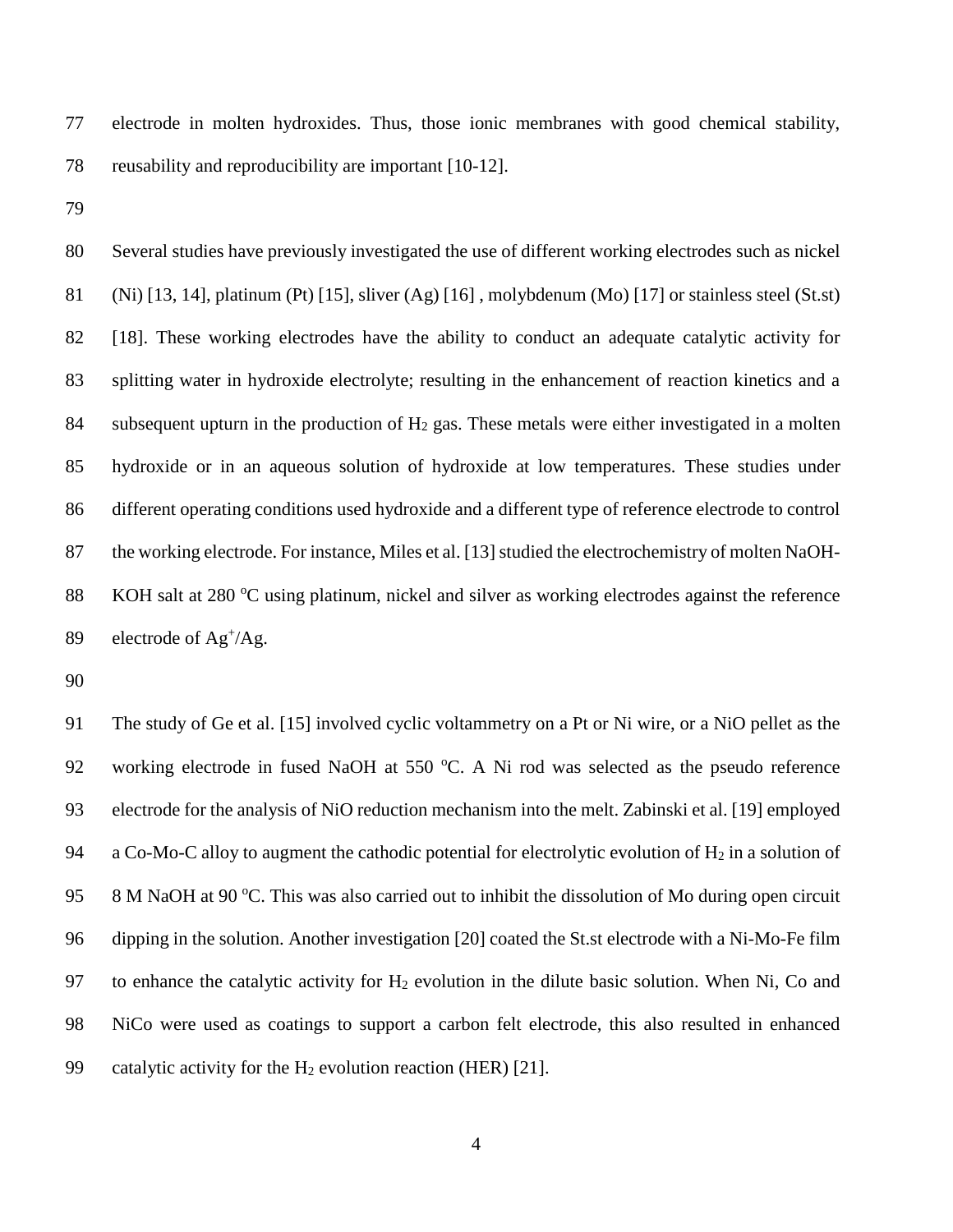electrode in molten hydroxides. Thus, those ionic membranes with good chemical stability, reusability and reproducibility are important [10-12].

Several studies have previously investigated the use of different working electrodes such as nickel (Ni) [13, 14], platinum (Pt) [15], sliver (Ag) [16] , molybdenum (Mo) [17] or stainless steel (St.st) [18]. These working electrodes have the ability to conduct an adequate catalytic activity for splitting water in hydroxide electrolyte; resulting in the enhancement of reaction kinetics and a subsequent upturn in the production of $H_2$ gas. These metals were either investigated in a molten hydroxide or in an aqueous solution of hydroxide at low temperatures. These studies under different operating conditions used hydroxide and a different type of reference electrode to control the working electrode. For instance, Miles et al. [13] studied the electrochemistry of molten NaOH-KOH salt at 280 $^oC$ using platinum, nickel and silver as working electrodes against the reference electrode of $Ag^+/Ag$.

The study of Ge et al. [15] involved cyclic voltammetry on a Pt or Ni wire, or a NiO pellet as the working electrode in fused NaOH at 550 $^oC$. A Ni rod was selected as the pseudo reference electrode for the analysis of NiO reduction mechanism into the melt. Zabinski et al. [19] employed a Co-Mo-C alloy to augment the cathodic potential for electrolytic evolution of $H_2$ in a solution of 8 M NaOH at 90 $^oC$. This was also carried out to inhibit the dissolution of Mo during open circuit dipping in the solution. Another investigation [20] coated the St.st electrode with a Ni-Mo-Fe film to enhance the catalytic activity for $H_2$ evolution in the dilute basic solution. When Ni, Co and NiCo were used as coatings to support a carbon felt electrode, this also resulted in enhanced catalytic activity for the $H_2$ evolution reaction (HER) [21].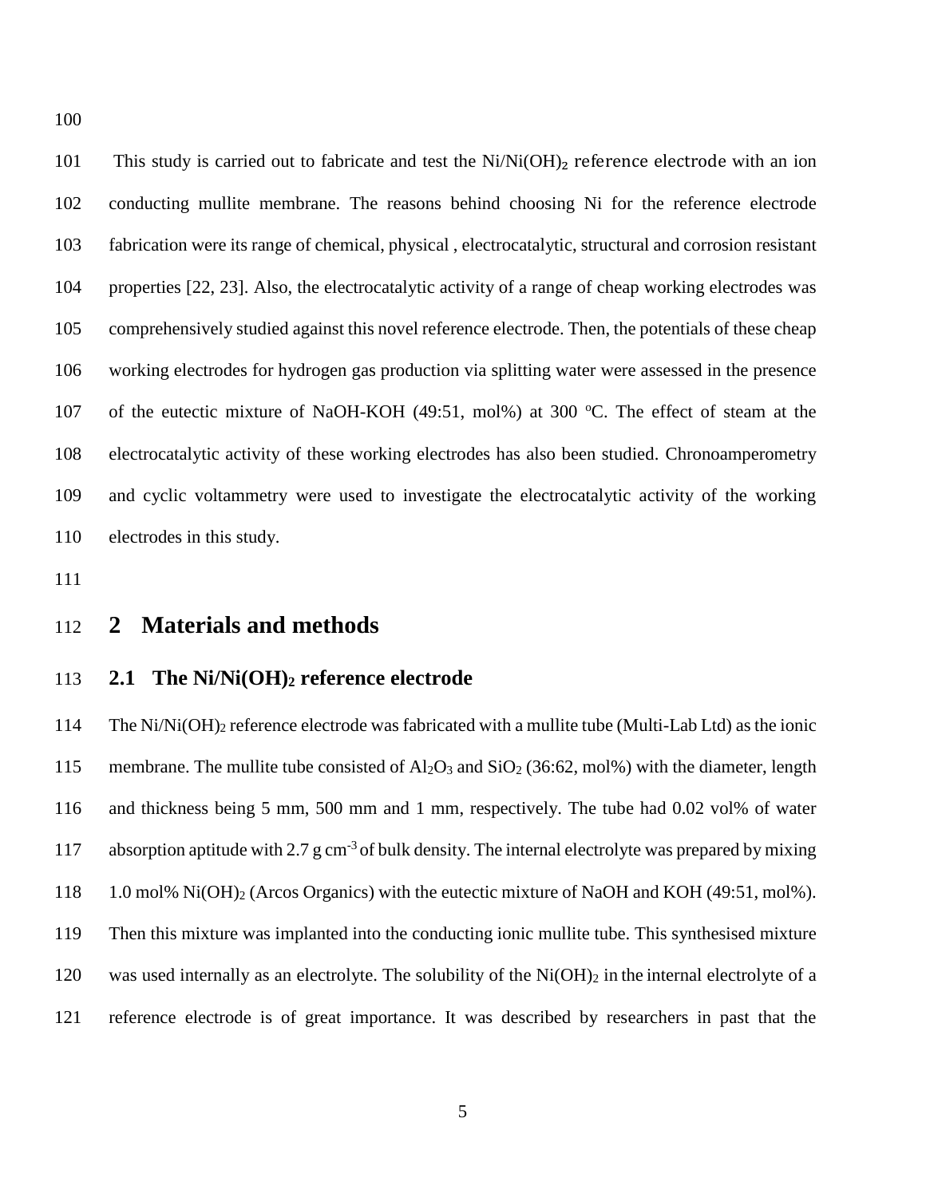This study is carried out to fabricate and test the $Ni/Ni(OH)_2$ reference electrode with an ion conducting mullite membrane. The reasons behind choosing Ni for the reference electrode fabrication were its range of chemical, physical , electrocatalytic, structural and corrosion resistant properties [22, 23]. Also, the electrocatalytic activity of a range of cheap working electrodes was comprehensively studied against this novel reference electrode. Then, the potentials of these cheap working electrodes for hydrogen gas production via splitting water were assessed in the presence of the eutectic mixture of NaOH-KOH (49:51, mol%) at 300 ºC. The effect of steam at the electrocatalytic activity of these working electrodes has also been studied. Chronoamperometry and cyclic voltammetry were used to investigate the electrocatalytic activity of the working electrodes in this study.

# 2 Materials and methods

## 2.1 The $Ni/Ni(OH)_2$ reference electrode

The $Ni/Ni(OH)_2$ reference electrode was fabricated with a mullite tube (Multi-Lab Ltd) as the ionic membrane. The mullite tube consisted of $Al_2O_3$ and $SiO_2$ (36:62, mol%) with the diameter, length and thickness being 5 mm, 500 mm and 1 mm, respectively. The tube had 0.02 vol% of water absorption aptitude with 2.7 g cm$^{-3}$ of bulk density. The internal electrolyte was prepared by mixing 1.0 mol% $Ni(OH)_2$ (Arcos Organics) with the eutectic mixture of NaOH and KOH (49:51, mol%). Then this mixture was implanted into the conducting ionic mullite tube. This synthesised mixture was used internally as an electrolyte. The solubility of the $Ni(OH)_2$ in the internal electrolyte of a reference electrode is of great importance. It was described by researchers in past that the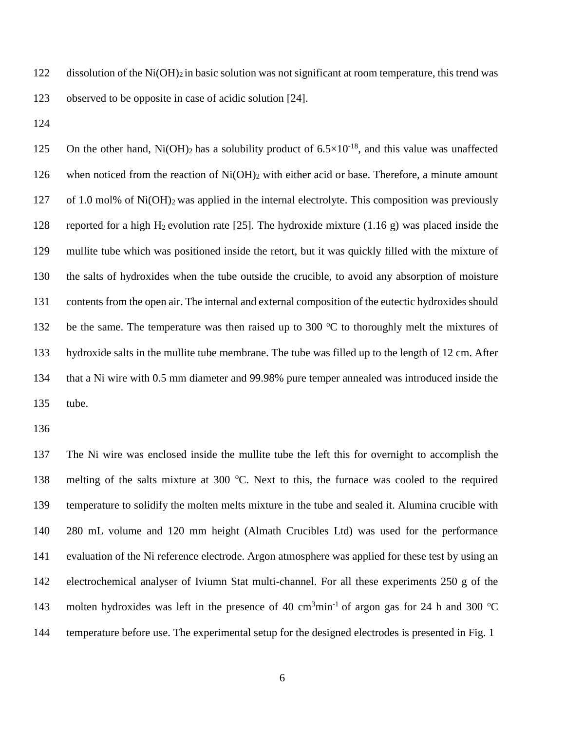dissolution of the $Ni(OH)_2$ in basic solution was not significant at room temperature, this trend was observed to be opposite in case of acidic solution [24].

On the other hand, $Ni(OH)_2$ has a solubility product of $6.5\times10^{-18}$, and this value was unaffected when noticed from the reaction of $Ni(OH)_2$ with either acid or base. Therefore, a minute amount of 1.0 mol% of $Ni(OH)_2$ was applied in the internal electrolyte. This composition was previously reported for a high $H_2$ evolution rate [25]. The hydroxide mixture (1.16 g) was placed inside the mullite tube which was positioned inside the retort, but it was quickly filled with the mixture of the salts of hydroxides when the tube outside the crucible, to avoid any absorption of moisture contents from the open air. The internal and external composition of the eutectic hydroxides should be the same. The temperature was then raised up to 300 $^{o}$C to thoroughly melt the mixtures of hydroxide salts in the mullite tube membrane. The tube was filled up to the length of 12 cm. After that a Ni wire with 0.5 mm diameter and 99.98% pure temper annealed was introduced inside the tube.

The Ni wire was enclosed inside the mullite tube the left this for overnight to accomplish the melting of the salts mixture at 300 $^{o}$C. Next to this, the furnace was cooled to the required temperature to solidify the molten melts mixture in the tube and sealed it. Alumina crucible with 280 mL volume and 120 mm height (Almath Crucibles Ltd) was used for the performance evaluation of the Ni reference electrode. Argon atmosphere was applied for these test by using an electrochemical analyser of Iviumn Stat multi-channel. For all these experiments 250 g of the molten hydroxides was left in the presence of 40 $cm^3min^{-1}$ of argon gas for 24 h and 300 $^{o}$C temperature before use. The experimental setup for the designed electrodes is presented in Fig. 1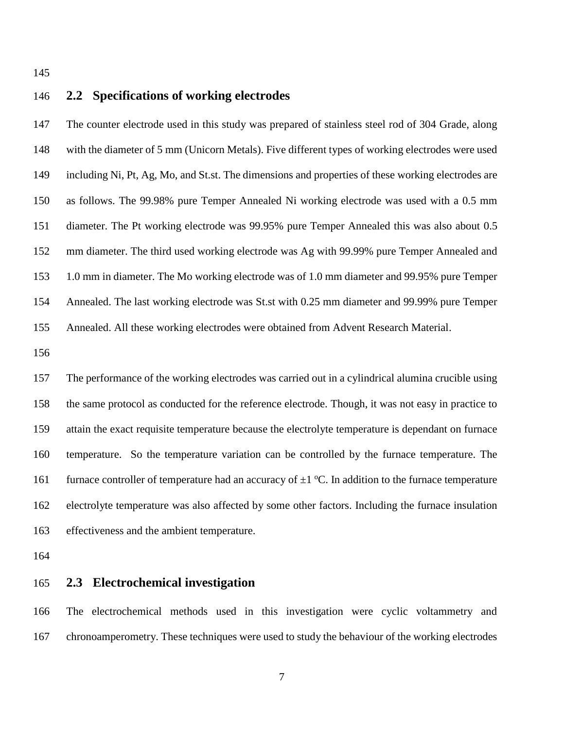## 2.2 Specifications of working electrodes

The counter electrode used in this study was prepared of stainless steel rod of 304 Grade, along with the diameter of 5 mm (Unicorn Metals). Five different types of working electrodes were used including Ni, Pt, Ag, Mo, and St.st. The dimensions and properties of these working electrodes are as follows. The 99.98% pure Temper Annealed Ni working electrode was used with a 0.5 mm diameter. The Pt working electrode was 99.95% pure Temper Annealed this was also about 0.5 mm diameter. The third used working electrode was Ag with 99.99% pure Temper Annealed and 1.0 mm in diameter. The Mo working electrode was of 1.0 mm diameter and 99.95% pure Temper Annealed. The last working electrode was St.st with 0.25 mm diameter and 99.99% pure Temper Annealed. All these working electrodes were obtained from Advent Research Material.

The performance of the working electrodes was carried out in a cylindrical alumina crucible using the same protocol as conducted for the reference electrode. Though, it was not easy in practice to attain the exact requisite temperature because the electrolyte temperature is dependant on furnace temperature. So the temperature variation can be controlled by the furnace temperature. The furnace controller of temperature had an accuracy of $\pm 1$ $^{o}$C. In addition to the furnace temperature electrolyte temperature was also affected by some other factors. Including the furnace insulation effectiveness and the ambient temperature.

## 2.3 Electrochemical investigation

The electrochemical methods used in this investigation were cyclic voltammetry and chronoamperometry. These techniques were used to study the behaviour of the working electrodes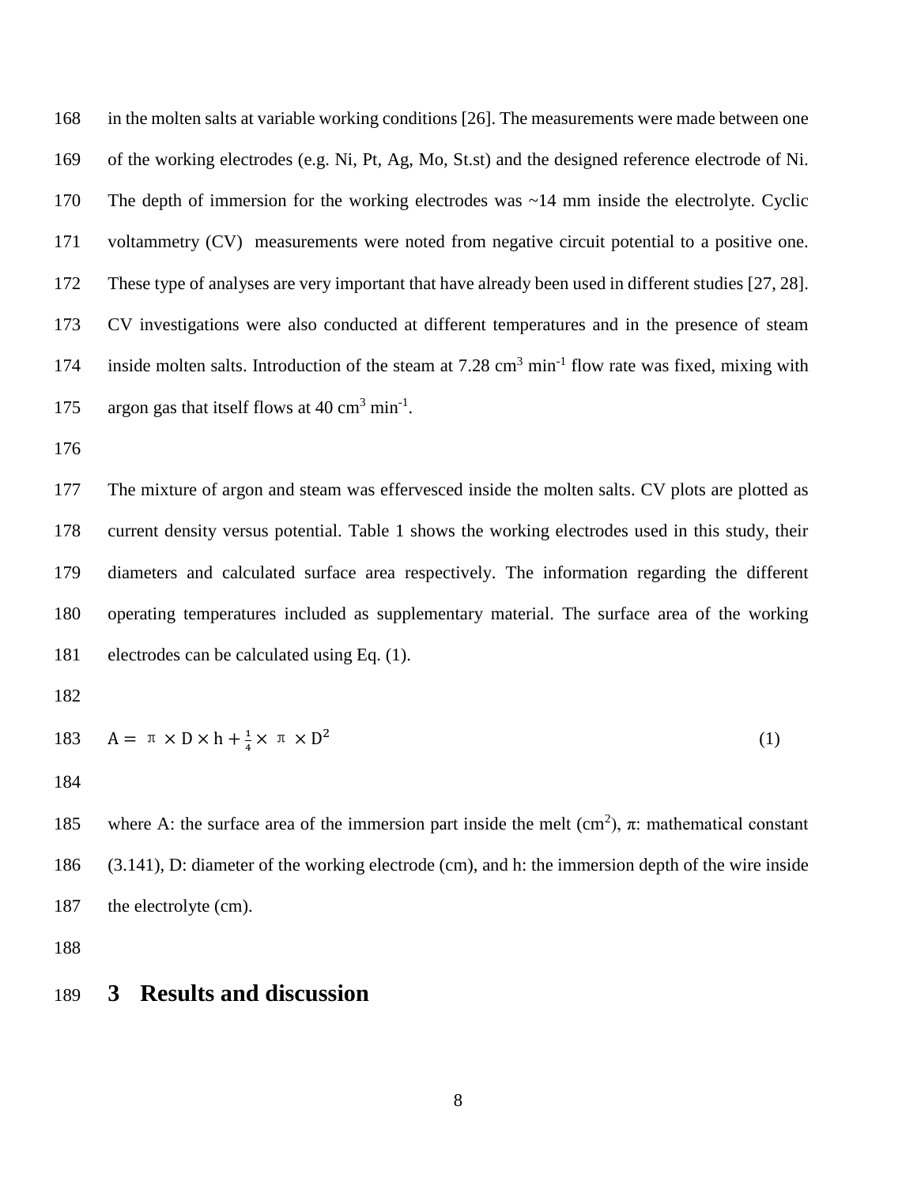in the molten salts at variable working conditions [26]. The measurements were made between one of the working electrodes (e.g. Ni, Pt, Ag, Mo, St.st) and the designed reference electrode of Ni. The depth of immersion for the working electrodes was ~14 mm inside the electrolyte. Cyclic voltammetry (CV) measurements were noted from negative circuit potential to a positive one. These type of analyses are very important that have already been used in different studies [27, 28]. CV investigations were also conducted at different temperatures and in the presence of steam inside molten salts. Introduction of the steam at 7.28 $cm^3$ $min^{-1}$ flow rate was fixed, mixing with argon gas that itself flows at 40 $cm^3$ $min^{-1}$.

The mixture of argon and steam was effervesced inside the molten salts. CV plots are plotted as current density versus potential. Table 1 shows the working electrodes used in this study, their diameters and calculated surface area respectively. The information regarding the different operating temperatures included as supplementary material. The surface area of the working electrodes can be calculated using Eq. (1).

$$A = \pi \times D \times h + \frac{1}{4} \times \pi \times D^2 \tag{1}$$

where A: the surface area of the immersion part inside the melt ($cm^2$), π: mathematical constant (3.141), D: diameter of the working electrode (cm), and h: the immersion depth of the wire inside the electrolyte (cm).

# 3 Results and discussion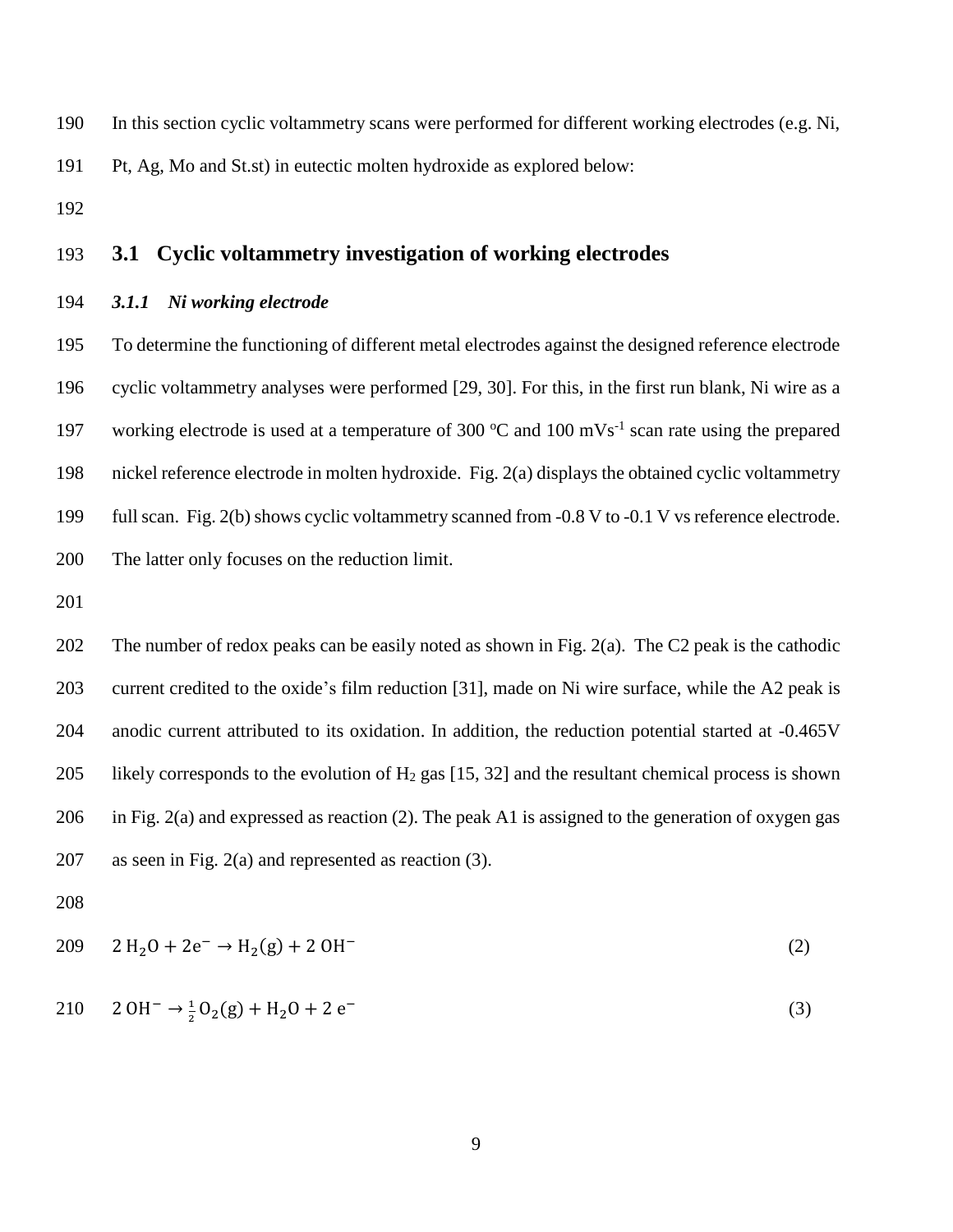In this section cyclic voltammetry scans were performed for different working electrodes (e.g. Ni, Pt, Ag, Mo and St.st) in eutectic molten hydroxide as explored below:

## 3.1 Cyclic voltammetry investigation of working electrodes

### *3.1.1 Ni working electrode*

To determine the functioning of different metal electrodes against the designed reference electrode cyclic voltammetry analyses were performed [29, 30]. For this, in the first run blank, Ni wire as a working electrode is used at a temperature of 300 $^{o}$C and 100 mVs$^{-1}$ scan rate using the prepared nickel reference electrode in molten hydroxide. Fig. 2(a) displays the obtained cyclic voltammetry full scan. Fig. 2(b) shows cyclic voltammetry scanned from -0.8 V to -0.1 V vs reference electrode. The latter only focuses on the reduction limit.

The number of redox peaks can be easily noted as shown in Fig. 2(a). The C2 peak is the cathodic current credited to the oxide's film reduction [31], made on Ni wire surface, while the A2 peak is anodic current attributed to its oxidation. In addition, the reduction potential started at -0.465V likely corresponds to the evolution of $H_2$ gas [15, 32] and the resultant chemical process is shown in Fig. 2(a) and expressed as reaction (2). The peak A1 is assigned to the generation of oxygen gas as seen in Fig. 2(a) and represented as reaction (3).

$$2\,H_2O + 2e^- \rightarrow H_2(g) + 2\,OH^- \qquad (2)$$

$$2\,OH^- \rightarrow \tfrac{1}{2}\,O_2(g) + H_2O + 2\,e^- \qquad (3)$$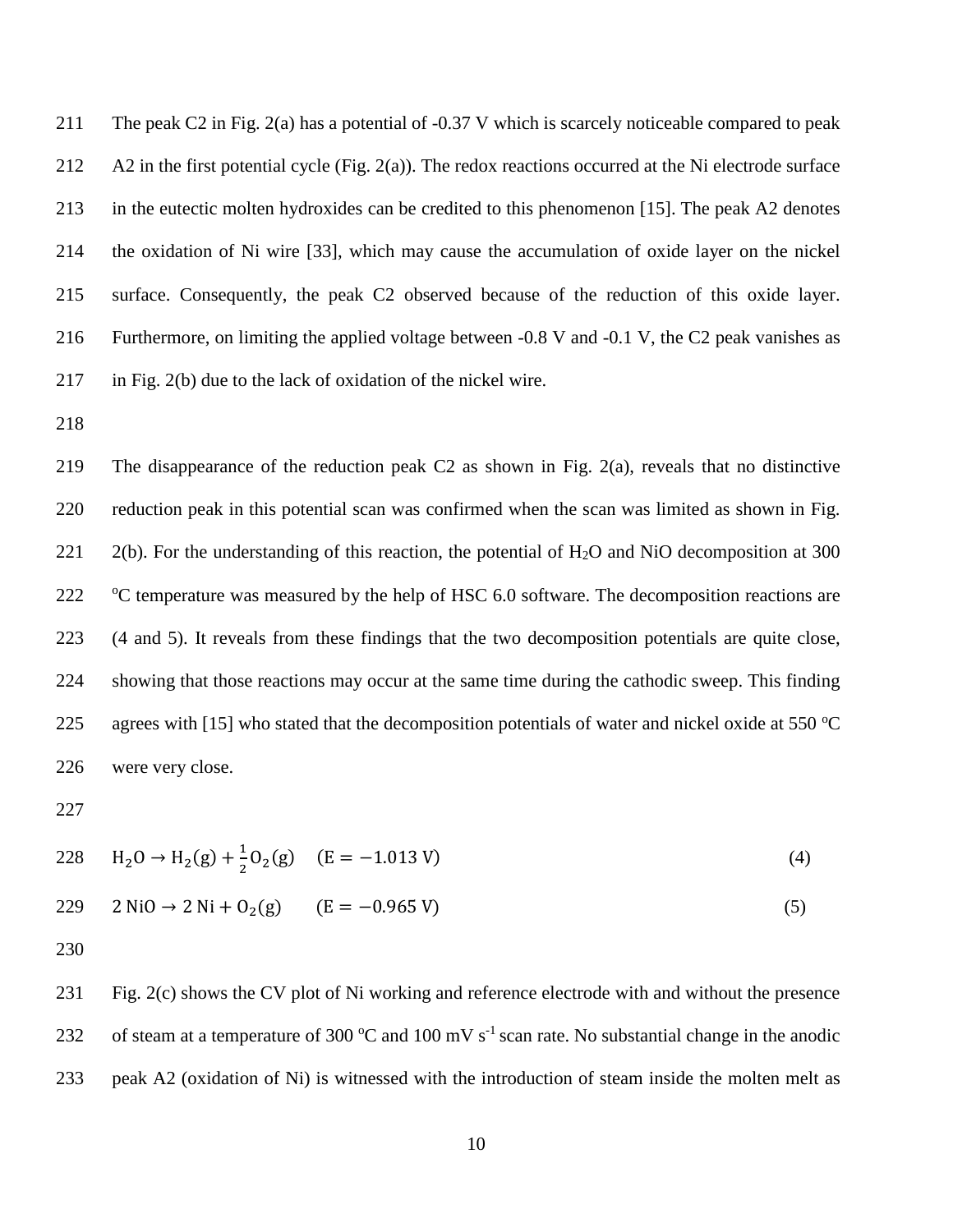The peak C2 in Fig. 2(a) has a potential of -0.37 V which is scarcely noticeable compared to peak A2 in the first potential cycle (Fig. 2(a)). The redox reactions occurred at the Ni electrode surface in the eutectic molten hydroxides can be credited to this phenomenon [15]. The peak A2 denotes the oxidation of Ni wire [33], which may cause the accumulation of oxide layer on the nickel surface. Consequently, the peak C2 observed because of the reduction of this oxide layer. Furthermore, on limiting the applied voltage between -0.8 V and -0.1 V, the C2 peak vanishes as in Fig. 2(b) due to the lack of oxidation of the nickel wire.

The disappearance of the reduction peak C2 as shown in Fig. 2(a), reveals that no distinctive reduction peak in this potential scan was confirmed when the scan was limited as shown in Fig. 2(b). For the understanding of this reaction, the potential of $H_2O$ and NiO decomposition at 300 $^{o}$C temperature was measured by the help of HSC 6.0 software. The decomposition reactions are (4 and 5). It reveals from these findings that the two decomposition potentials are quite close, showing that those reactions may occur at the same time during the cathodic sweep. This finding agrees with [15] who stated that the decomposition potentials of water and nickel oxide at 550 $^{o}$C were very close.

$$H_2O \rightarrow H_2(g) + \frac{1}{2}O_2(g) \quad (E = -1.013 \text{ V}) \tag{4}$$

$$2\,NiO \rightarrow 2\,Ni + O_2(g) \quad (E = -0.965 \text{ V}) \tag{5}$$

Fig. 2(c) shows the CV plot of Ni working and reference electrode with and without the presence of steam at a temperature of 300 $^{o}$C and 100 mV $s^{-1}$ scan rate. No substantial change in the anodic peak A2 (oxidation of Ni) is witnessed with the introduction of steam inside the molten melt as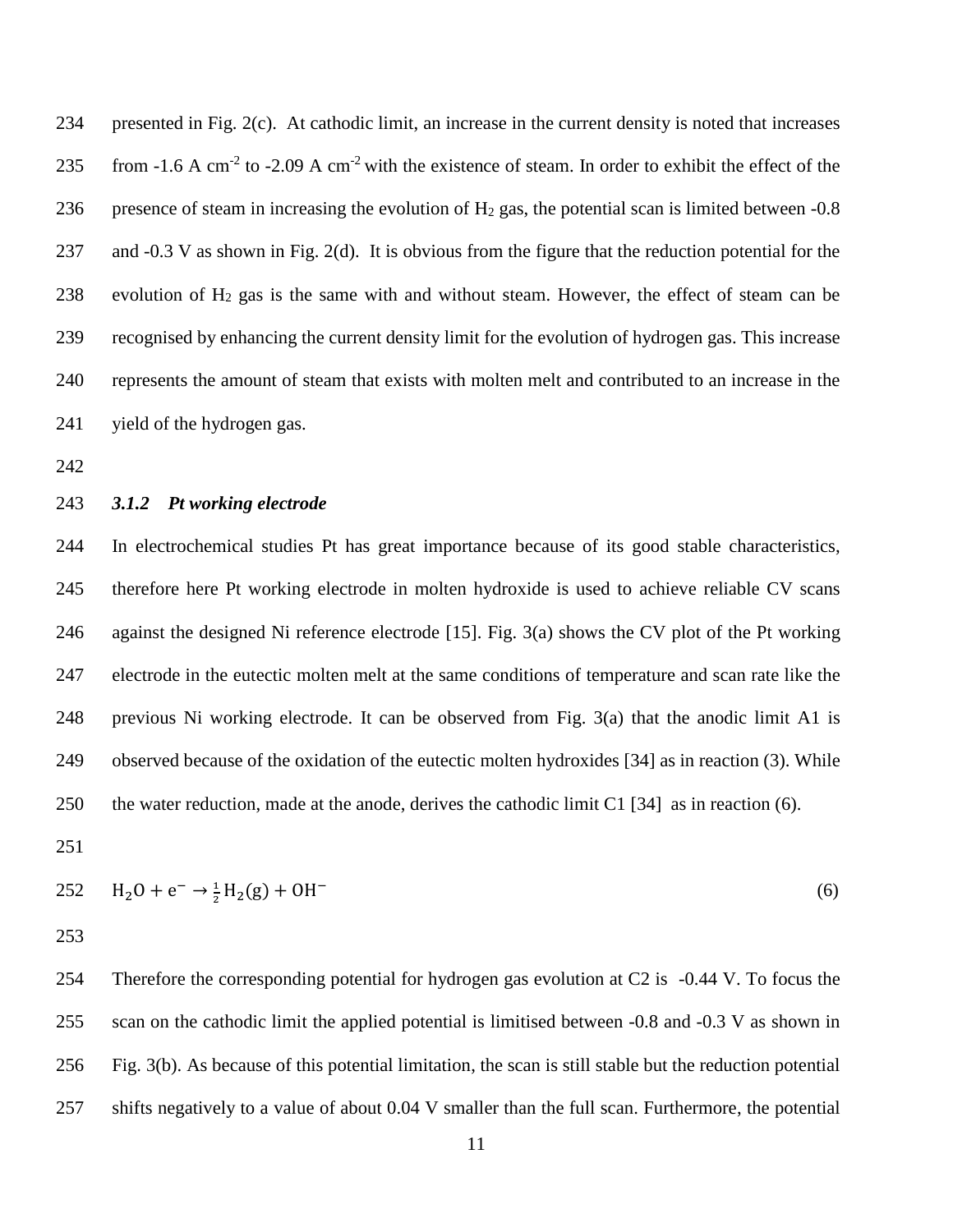presented in Fig. 2(c). At cathodic limit, an increase in the current density is noted that increases from -1.6 A cm$^{-2}$ to -2.09 A cm$^{-2}$ with the existence of steam. In order to exhibit the effect of the presence of steam in increasing the evolution of $H_2$ gas, the potential scan is limited between -0.8 and -0.3 V as shown in Fig. 2(d). It is obvious from the figure that the reduction potential for the evolution of $H_2$ gas is the same with and without steam. However, the effect of steam can be recognised by enhancing the current density limit for the evolution of hydrogen gas. This increase represents the amount of steam that exists with molten melt and contributed to an increase in the yield of the hydrogen gas.

### *3.1.2 Pt working electrode*

In electrochemical studies Pt has great importance because of its good stable characteristics, therefore here Pt working electrode in molten hydroxide is used to achieve reliable CV scans against the designed Ni reference electrode [15]. Fig. 3(a) shows the CV plot of the Pt working electrode in the eutectic molten melt at the same conditions of temperature and scan rate like the previous Ni working electrode. It can be observed from Fig. 3(a) that the anodic limit A1 is observed because of the oxidation of the eutectic molten hydroxides [34] as in reaction (3). While the water reduction, made at the anode, derives the cathodic limit C1 [34] as in reaction (6).

$$\mathrm{H_2O + e^- \rightarrow \tfrac{1}{2}H_2(g) + OH^-} \tag{6}$$

Therefore the corresponding potential for hydrogen gas evolution at C2 is -0.44 V. To focus the scan on the cathodic limit the applied potential is limitised between -0.8 and -0.3 V as shown in Fig. 3(b). As because of this potential limitation, the scan is still stable but the reduction potential shifts negatively to a value of about 0.04 V smaller than the full scan. Furthermore, the potential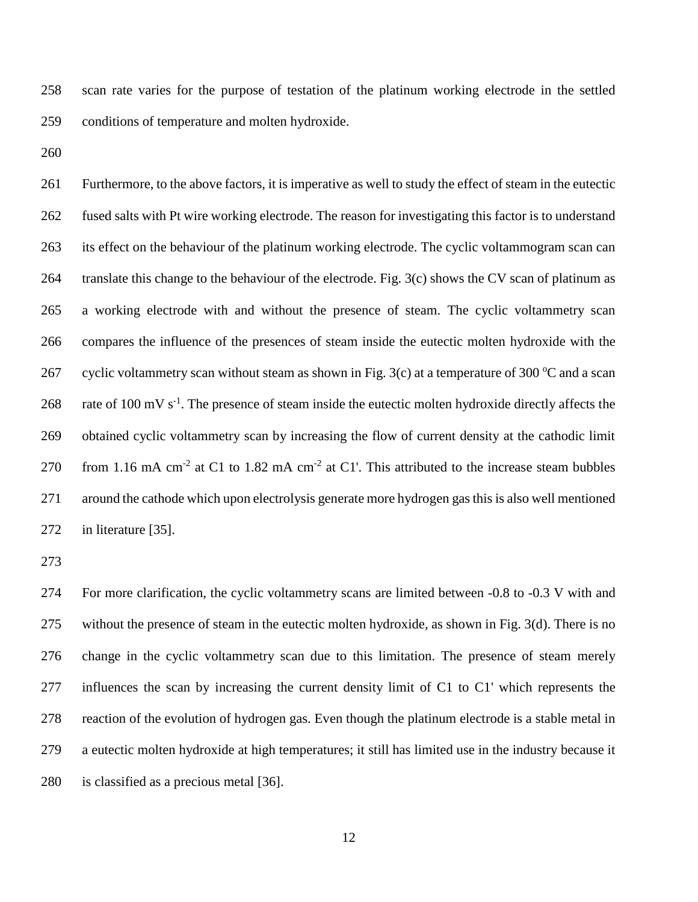scan rate varies for the purpose of testation of the platinum working electrode in the settled conditions of temperature and molten hydroxide.

Furthermore, to the above factors, it is imperative as well to study the effect of steam in the eutectic fused salts with Pt wire working electrode. The reason for investigating this factor is to understand its effect on the behaviour of the platinum working electrode. The cyclic voltammogram scan can translate this change to the behaviour of the electrode. Fig. 3(c) shows the CV scan of platinum as a working electrode with and without the presence of steam. The cyclic voltammetry scan compares the influence of the presences of steam inside the eutectic molten hydroxide with the cyclic voltammetry scan without steam as shown in Fig. 3(c) at a temperature of 300 $^{o}$C and a scan rate of 100 mV $s^{-1}$. The presence of steam inside the eutectic molten hydroxide directly affects the obtained cyclic voltammetry scan by increasing the flow of current density at the cathodic limit from 1.16 mA $cm^{-2}$ at C1 to 1.82 mA $cm^{-2}$ at C1'. This attributed to the increase steam bubbles around the cathode which upon electrolysis generate more hydrogen gas this is also well mentioned in literature [35].

For more clarification, the cyclic voltammetry scans are limited between -0.8 to -0.3 V with and without the presence of steam in the eutectic molten hydroxide, as shown in Fig. 3(d). There is no change in the cyclic voltammetry scan due to this limitation. The presence of steam merely influences the scan by increasing the current density limit of C1 to C1' which represents the reaction of the evolution of hydrogen gas. Even though the platinum electrode is a stable metal in a eutectic molten hydroxide at high temperatures; it still has limited use in the industry because it is classified as a precious metal [36].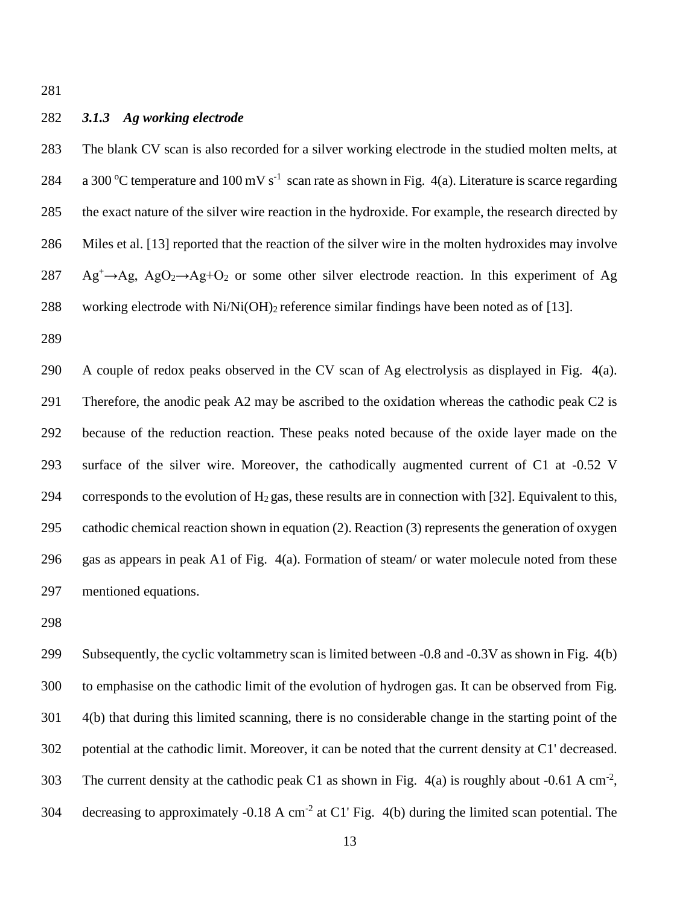### *3.1.3 Ag working electrode*

The blank CV scan is also recorded for a silver working electrode in the studied molten melts, at a 300 $^{o}C$ temperature and 100 mV $s^{-1}$ scan rate as shown in Fig. 4(a). Literature is scarce regarding the exact nature of the silver wire reaction in the hydroxide. For example, the research directed by Miles et al. [13] reported that the reaction of the silver wire in the molten hydroxides may involve $Ag^{+}\rightarrow Ag$, $AgO_2\rightarrow Ag+O_2$ or some other silver electrode reaction. In this experiment of Ag working electrode with $Ni/Ni(OH)_2$ reference similar findings have been noted as of [13].

A couple of redox peaks observed in the CV scan of Ag electrolysis as displayed in Fig. 4(a). Therefore, the anodic peak A2 may be ascribed to the oxidation whereas the cathodic peak C2 is because of the reduction reaction. These peaks noted because of the oxide layer made on the surface of the silver wire. Moreover, the cathodically augmented current of C1 at -0.52 V corresponds to the evolution of $H_2$ gas, these results are in connection with [32]. Equivalent to this, cathodic chemical reaction shown in equation (2). Reaction (3) represents the generation of oxygen gas as appears in peak A1 of Fig. 4(a). Formation of steam/ or water molecule noted from these mentioned equations.

Subsequently, the cyclic voltammetry scan is limited between -0.8 and -0.3V as shown in Fig. 4(b) to emphasise on the cathodic limit of the evolution of hydrogen gas. It can be observed from Fig. 4(b) that during this limited scanning, there is no considerable change in the starting point of the potential at the cathodic limit. Moreover, it can be noted that the current density at C1' decreased. The current density at the cathodic peak C1 as shown in Fig. 4(a) is roughly about -0.61 A $cm^{-2}$, decreasing to approximately -0.18 A $cm^{-2}$ at C1' Fig. 4(b) during the limited scan potential. The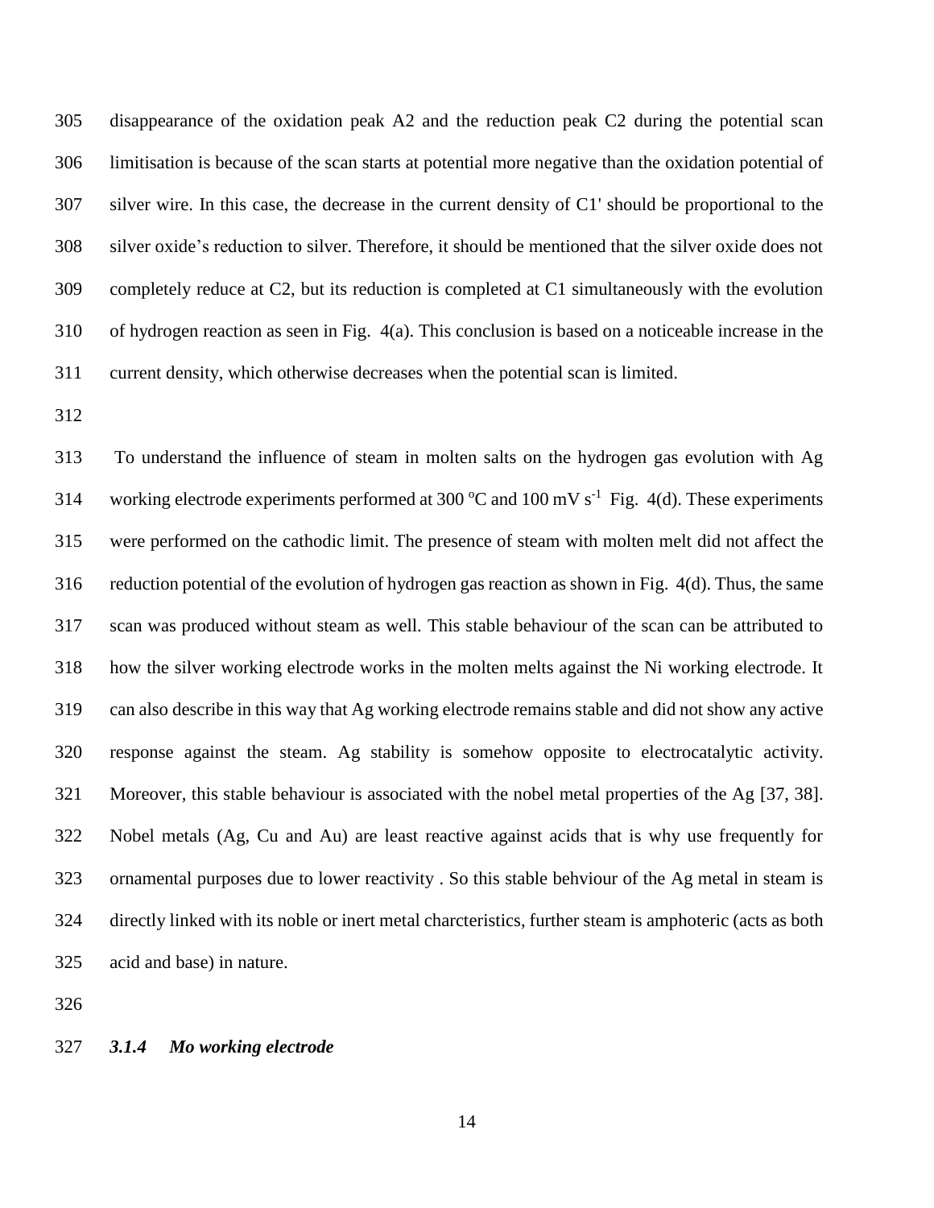disappearance of the oxidation peak A2 and the reduction peak C2 during the potential scan limitisation is because of the scan starts at potential more negative than the oxidation potential of silver wire. In this case, the decrease in the current density of C1' should be proportional to the silver oxide's reduction to silver. Therefore, it should be mentioned that the silver oxide does not completely reduce at C2, but its reduction is completed at C1 simultaneously with the evolution of hydrogen reaction as seen in Fig. 4(a). This conclusion is based on a noticeable increase in the current density, which otherwise decreases when the potential scan is limited.

To understand the influence of steam in molten salts on the hydrogen gas evolution with Ag working electrode experiments performed at 300 $^{o}$C and 100 mV $s^{-1}$ Fig. 4(d). These experiments were performed on the cathodic limit. The presence of steam with molten melt did not affect the reduction potential of the evolution of hydrogen gas reaction as shown in Fig. 4(d). Thus, the same scan was produced without steam as well. This stable behaviour of the scan can be attributed to how the silver working electrode works in the molten melts against the Ni working electrode. It can also describe in this way that Ag working electrode remains stable and did not show any active response against the steam. Ag stability is somehow opposite to electrocatalytic activity. Moreover, this stable behaviour is associated with the nobel metal properties of the Ag [37, 38]. Nobel metals (Ag, Cu and Au) are least reactive against acids that is why use frequently for ornamental purposes due to lower reactivity . So this stable behviour of the Ag metal in steam is directly linked with its noble or inert metal charcteristics, further steam is amphoteric (acts as both acid and base) in nature.

#### *3.1.4 Mo working electrode*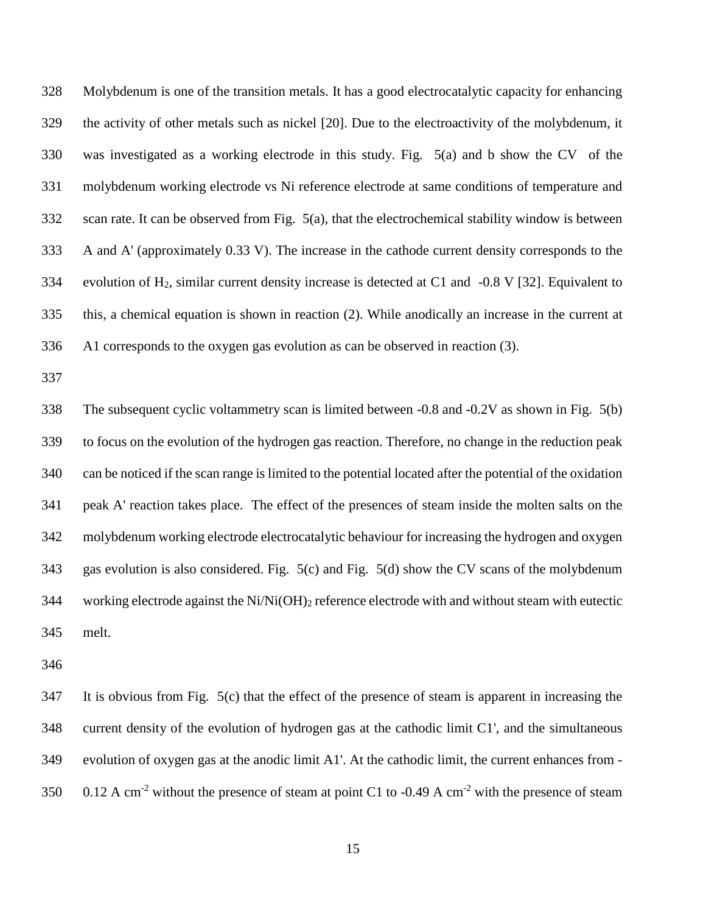Molybdenum is one of the transition metals. It has a good electrocatalytic capacity for enhancing the activity of other metals such as nickel [20]. Due to the electroactivity of the molybdenum, it was investigated as a working electrode in this study. Fig. 5(a) and b show the CV of the molybdenum working electrode vs Ni reference electrode at same conditions of temperature and scan rate. It can be observed from Fig. 5(a), that the electrochemical stability window is between A and A' (approximately 0.33 V). The increase in the cathode current density corresponds to the evolution of $H_2$, similar current density increase is detected at C1 and -0.8 V [32]. Equivalent to this, a chemical equation is shown in reaction (2). While anodically an increase in the current at A1 corresponds to the oxygen gas evolution as can be observed in reaction (3).

The subsequent cyclic voltammetry scan is limited between -0.8 and -0.2V as shown in Fig. 5(b) to focus on the evolution of the hydrogen gas reaction. Therefore, no change in the reduction peak can be noticed if the scan range is limited to the potential located after the potential of the oxidation peak A' reaction takes place. The effect of the presences of steam inside the molten salts on the molybdenum working electrode electrocatalytic behaviour for increasing the hydrogen and oxygen gas evolution is also considered. Fig. 5(c) and Fig. 5(d) show the CV scans of the molybdenum working electrode against the $Ni/Ni(OH)_2$ reference electrode with and without steam with eutectic melt.

It is obvious from Fig. 5(c) that the effect of the presence of steam is apparent in increasing the current density of the evolution of hydrogen gas at the cathodic limit C1', and the simultaneous evolution of oxygen gas at the anodic limit A1'. At the cathodic limit, the current enhances from -0.12 A $cm^{-2}$ without the presence of steam at point C1 to -0.49 A $cm^{-2}$ with the presence of steam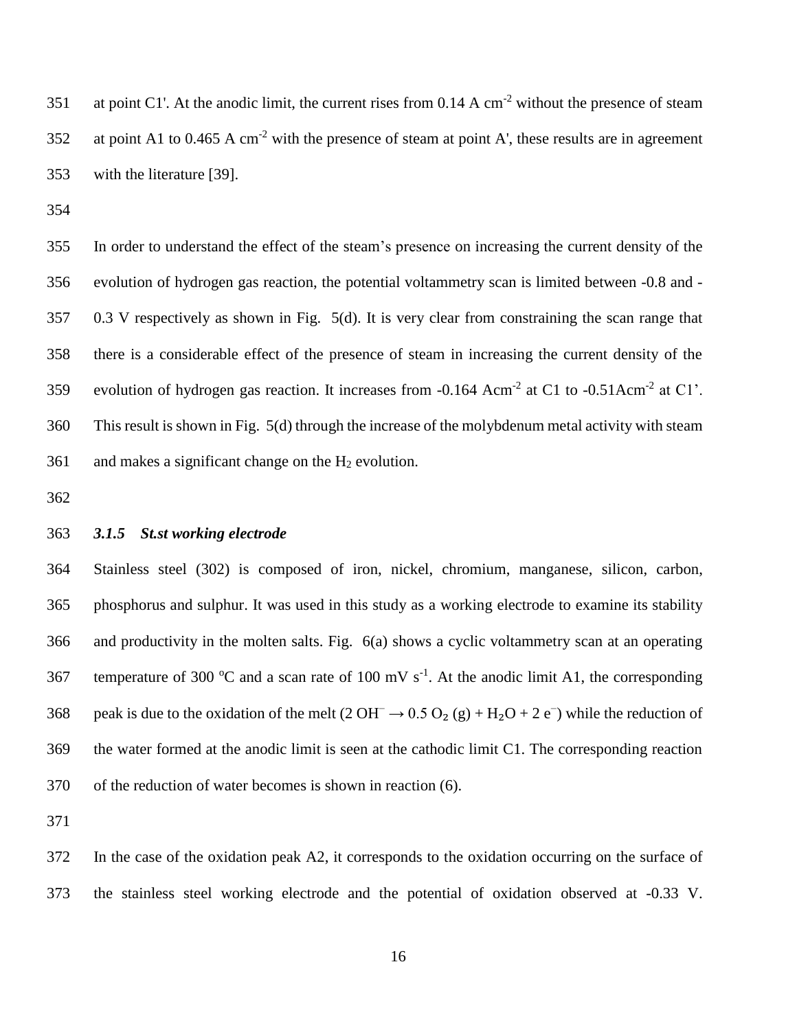at point C1'. At the anodic limit, the current rises from 0.14 A $cm^{-2}$ without the presence of steam at point A1 to 0.465 A $cm^{-2}$ with the presence of steam at point A', these results are in agreement with the literature [39].

In order to understand the effect of the steam's presence on increasing the current density of the evolution of hydrogen gas reaction, the potential voltammetry scan is limited between -0.8 and -0.3 V respectively as shown in Fig. 5(d). It is very clear from constraining the scan range that there is a considerable effect of the presence of steam in increasing the current density of the evolution of hydrogen gas reaction. It increases from -0.164 A$cm^{-2}$ at C1 to -0.51A$cm^{-2}$ at C1'. This result is shown in Fig. 5(d) through the increase of the molybdenum metal activity with steam and makes a significant change on the $H_2$ evolution.

### *3.1.5 St.st working electrode*

Stainless steel (302) is composed of iron, nickel, chromium, manganese, silicon, carbon, phosphorus and sulphur. It was used in this study as a working electrode to examine its stability and productivity in the molten salts. Fig. 6(a) shows a cyclic voltammetry scan at an operating temperature of 300 °C and a scan rate of 100 mV $s^{-1}$. At the anodic limit A1, the corresponding peak is due to the oxidation of the melt ($2\ OH^- \rightarrow 0.5\ O_2\ (g) + H_2O + 2\ e^-$) while the reduction of the water formed at the anodic limit is seen at the cathodic limit C1. The corresponding reaction of the reduction of water becomes is shown in reaction (6).

In the case of the oxidation peak A2, it corresponds to the oxidation occurring on the surface of the stainless steel working electrode and the potential of oxidation observed at -0.33 V.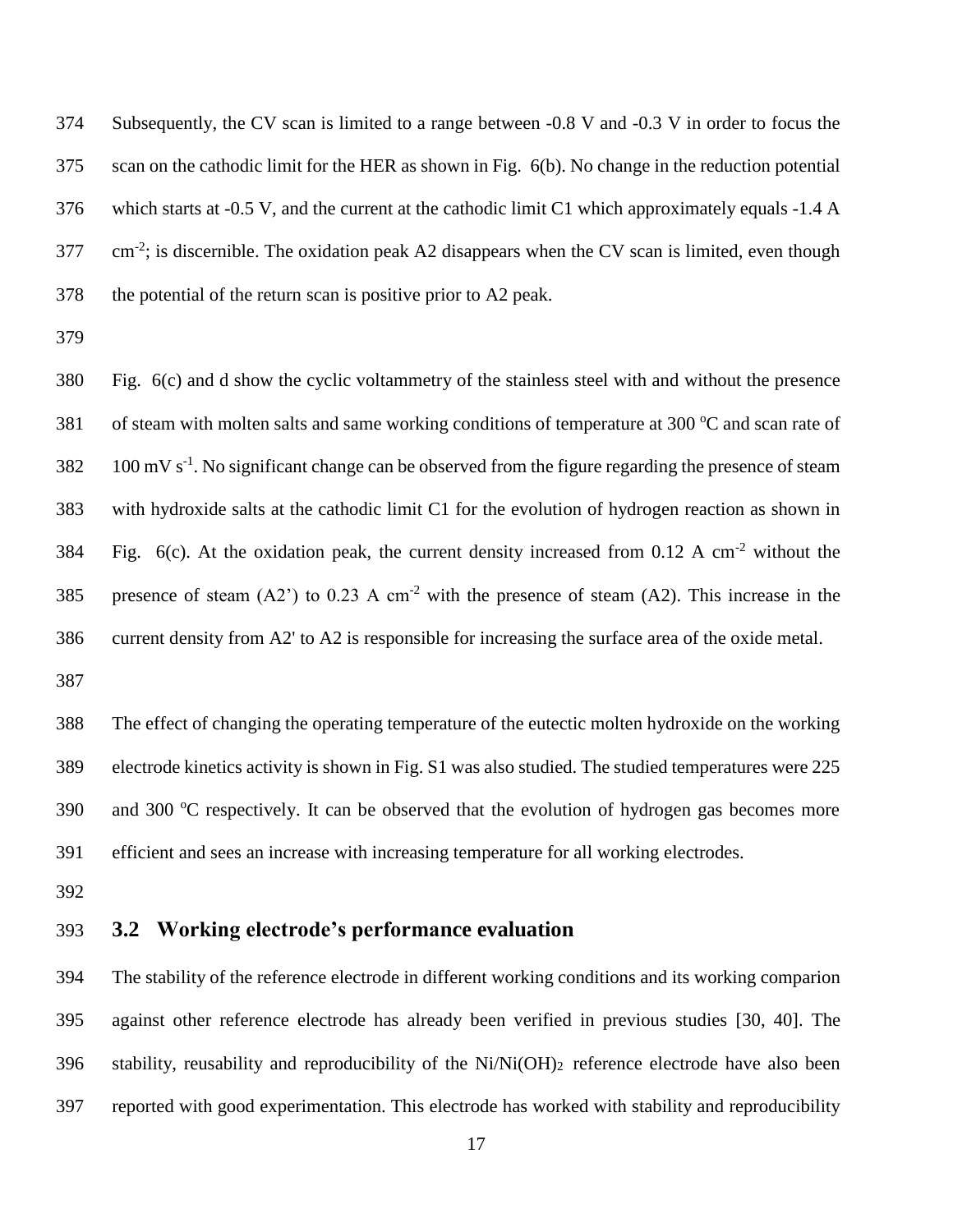Subsequently, the CV scan is limited to a range between -0.8 V and -0.3 V in order to focus the scan on the cathodic limit for the HER as shown in Fig. 6(b). No change in the reduction potential which starts at -0.5 V, and the current at the cathodic limit C1 which approximately equals -1.4 A $cm^{-2}$; is discernible. The oxidation peak A2 disappears when the CV scan is limited, even though the potential of the return scan is positive prior to A2 peak.

Fig. 6(c) and d show the cyclic voltammetry of the stainless steel with and without the presence of steam with molten salts and same working conditions of temperature at 300 °C and scan rate of 100 mV $s^{-1}$. No significant change can be observed from the figure regarding the presence of steam with hydroxide salts at the cathodic limit C1 for the evolution of hydrogen reaction as shown in Fig. 6(c). At the oxidation peak, the current density increased from 0.12 A $cm^{-2}$ without the presence of steam (A2') to 0.23 A $cm^{-2}$ with the presence of steam (A2). This increase in the current density from A2' to A2 is responsible for increasing the surface area of the oxide metal.

The effect of changing the operating temperature of the eutectic molten hydroxide on the working electrode kinetics activity is shown in Fig. S1 was also studied. The studied temperatures were 225 and 300 °C respectively. It can be observed that the evolution of hydrogen gas becomes more efficient and sees an increase with increasing temperature for all working electrodes.

## 3.2 Working electrode's performance evaluation

The stability of the reference electrode in different working conditions and its working comparion against other reference electrode has already been verified in previous studies [30, 40]. The stability, reusability and reproducibility of the $Ni/Ni(OH)_2$ reference electrode have also been reported with good experimentation. This electrode has worked with stability and reproducibility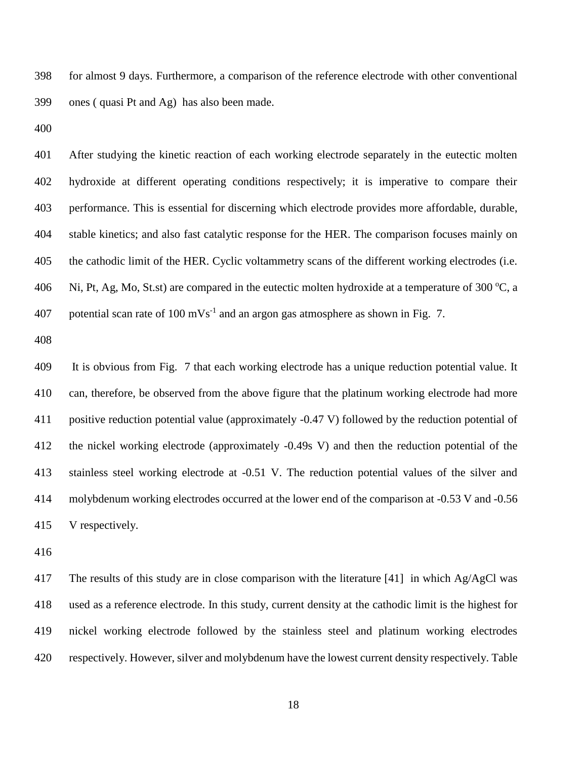for almost 9 days. Furthermore, a comparison of the reference electrode with other conventional ones ( quasi Pt and Ag) has also been made.

After studying the kinetic reaction of each working electrode separately in the eutectic molten hydroxide at different operating conditions respectively; it is imperative to compare their performance. This is essential for discerning which electrode provides more affordable, durable, stable kinetics; and also fast catalytic response for the HER. The comparison focuses mainly on the cathodic limit of the HER. Cyclic voltammetry scans of the different working electrodes (i.e. Ni, Pt, Ag, Mo, St.st) are compared in the eutectic molten hydroxide at a temperature of 300 $^{o}$C, a potential scan rate of 100 mVs$^{-1}$ and an argon gas atmosphere as shown in Fig. 7.

It is obvious from Fig. 7 that each working electrode has a unique reduction potential value. It can, therefore, be observed from the above figure that the platinum working electrode had more positive reduction potential value (approximately -0.47 V) followed by the reduction potential of the nickel working electrode (approximately -0.49s V) and then the reduction potential of the stainless steel working electrode at -0.51 V. The reduction potential values of the silver and molybdenum working electrodes occurred at the lower end of the comparison at -0.53 V and -0.56 V respectively.

The results of this study are in close comparison with the literature [41] in which Ag/AgCl was used as a reference electrode. In this study, current density at the cathodic limit is the highest for nickel working electrode followed by the stainless steel and platinum working electrodes respectively. However, silver and molybdenum have the lowest current density respectively. Table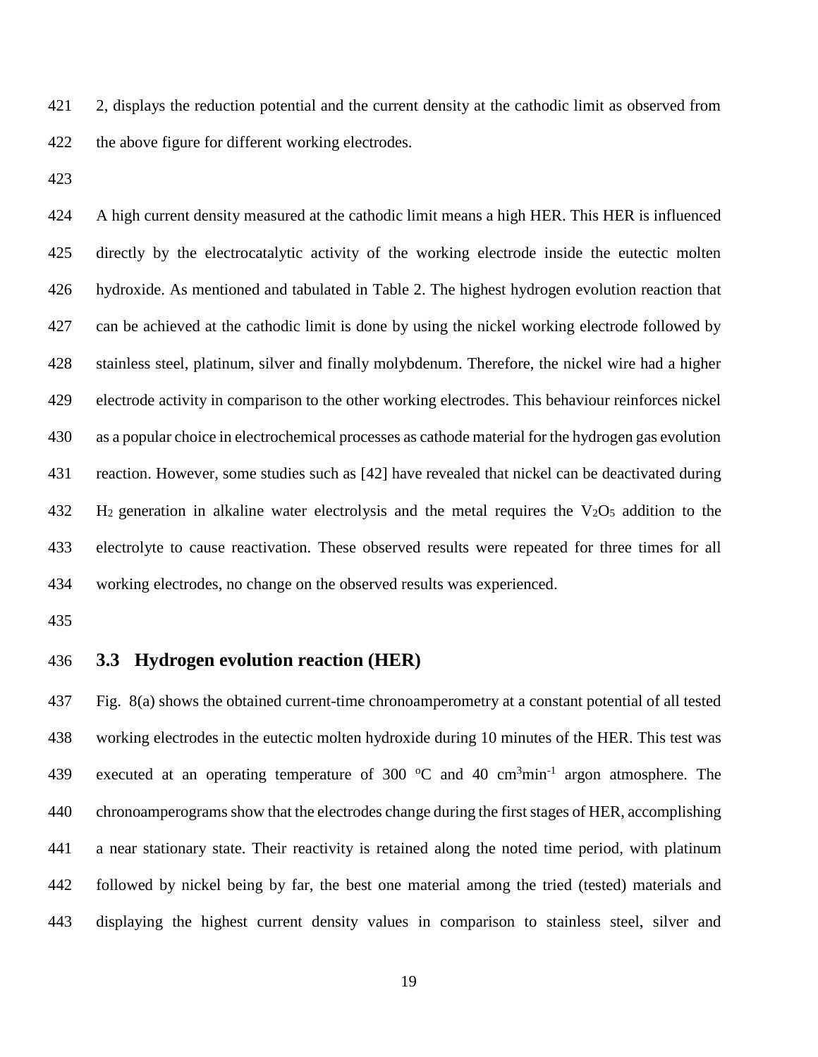2, displays the reduction potential and the current density at the cathodic limit as observed from the above figure for different working electrodes.

A high current density measured at the cathodic limit means a high HER. This HER is influenced directly by the electrocatalytic activity of the working electrode inside the eutectic molten hydroxide. As mentioned and tabulated in Table 2. The highest hydrogen evolution reaction that can be achieved at the cathodic limit is done by using the nickel working electrode followed by stainless steel, platinum, silver and finally molybdenum. Therefore, the nickel wire had a higher electrode activity in comparison to the other working electrodes. This behaviour reinforces nickel as a popular choice in electrochemical processes as cathode material for the hydrogen gas evolution reaction. However, some studies such as [42] have revealed that nickel can be deactivated during $H_2$ generation in alkaline water electrolysis and the metal requires the $V_2O_5$ addition to the electrolyte to cause reactivation. These observed results were repeated for three times for all working electrodes, no change on the observed results was experienced.

### 3.3 Hydrogen evolution reaction (HER)

Fig. 8(a) shows the obtained current-time chronoamperometry at a constant potential of all tested working electrodes in the eutectic molten hydroxide during 10 minutes of the HER. This test was executed at an operating temperature of 300 $^{o}$C and 40 cm$^3$min$^{-1}$ argon atmosphere. The chronoamperograms show that the electrodes change during the first stages of HER, accomplishing a near stationary state. Their reactivity is retained along the noted time period, with platinum followed by nickel being by far, the best one material among the tried (tested) materials and displaying the highest current density values in comparison to stainless steel, silver and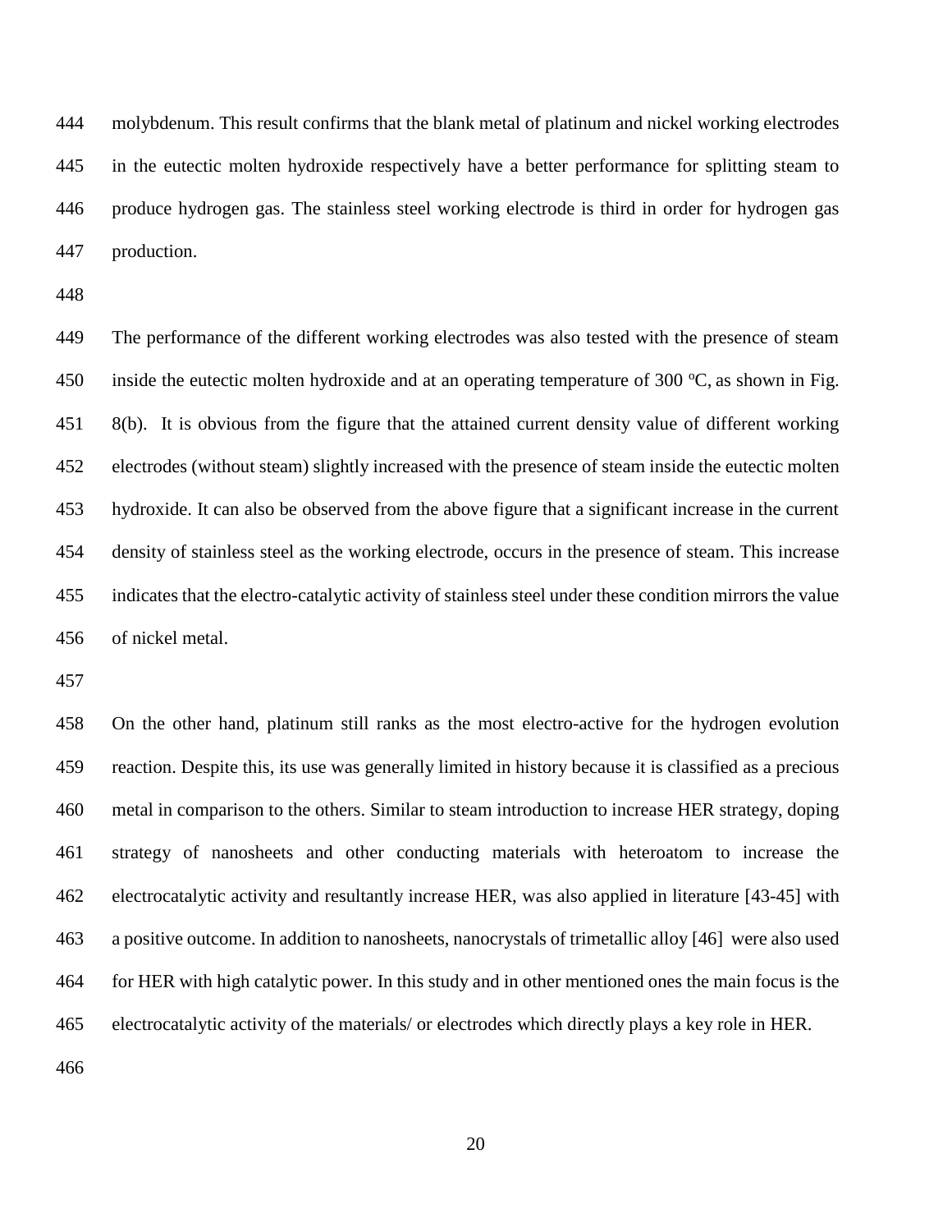molybdenum. This result confirms that the blank metal of platinum and nickel working electrodes in the eutectic molten hydroxide respectively have a better performance for splitting steam to produce hydrogen gas. The stainless steel working electrode is third in order for hydrogen gas production.

The performance of the different working electrodes was also tested with the presence of steam inside the eutectic molten hydroxide and at an operating temperature of 300 ºC, as shown in Fig. 8(b). It is obvious from the figure that the attained current density value of different working electrodes (without steam) slightly increased with the presence of steam inside the eutectic molten hydroxide. It can also be observed from the above figure that a significant increase in the current density of stainless steel as the working electrode, occurs in the presence of steam. This increase indicates that the electro-catalytic activity of stainless steel under these condition mirrors the value of nickel metal.

On the other hand, platinum still ranks as the most electro-active for the hydrogen evolution reaction. Despite this, its use was generally limited in history because it is classified as a precious metal in comparison to the others. Similar to steam introduction to increase HER strategy, doping strategy of nanosheets and other conducting materials with heteroatom to increase the electrocatalytic activity and resultantly increase HER, was also applied in literature [43-45] with a positive outcome. In addition to nanosheets, nanocrystals of trimetallic alloy [46] were also used for HER with high catalytic power. In this study and in other mentioned ones the main focus is the electrocatalytic activity of the materials/ or electrodes which directly plays a key role in HER.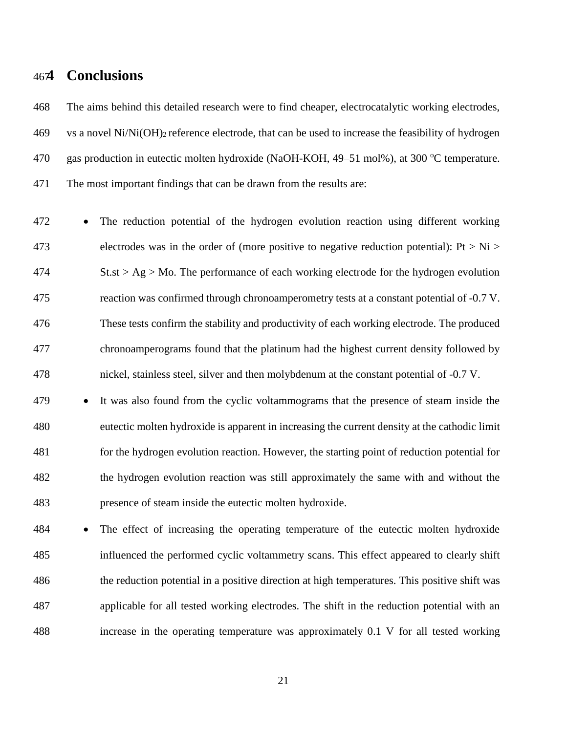# 4 Conclusions

The aims behind this detailed research were to find cheaper, electrocatalytic working electrodes, vs a novel $Ni/Ni(OH)_2$ reference electrode, that can be used to increase the feasibility of hydrogen gas production in eutectic molten hydroxide (NaOH-KOH, 49–51 mol%), at 300 °C temperature. The most important findings that can be drawn from the results are:

- The reduction potential of the hydrogen evolution reaction using different working electrodes was in the order of (more positive to negative reduction potential): Pt > Ni > St.st > Ag > Mo. The performance of each working electrode for the hydrogen evolution reaction was confirmed through chronoamperometry tests at a constant potential of -0.7 V. These tests confirm the stability and productivity of each working electrode. The produced chronoamperograms found that the platinum had the highest current density followed by nickel, stainless steel, silver and then molybdenum at the constant potential of -0.7 V.
- It was also found from the cyclic voltammograms that the presence of steam inside the eutectic molten hydroxide is apparent in increasing the current density at the cathodic limit for the hydrogen evolution reaction. However, the starting point of reduction potential for the hydrogen evolution reaction was still approximately the same with and without the presence of steam inside the eutectic molten hydroxide.
- The effect of increasing the operating temperature of the eutectic molten hydroxide influenced the performed cyclic voltammetry scans. This effect appeared to clearly shift the reduction potential in a positive direction at high temperatures. This positive shift was applicable for all tested working electrodes. The shift in the reduction potential with an increase in the operating temperature was approximately 0.1 V for all tested working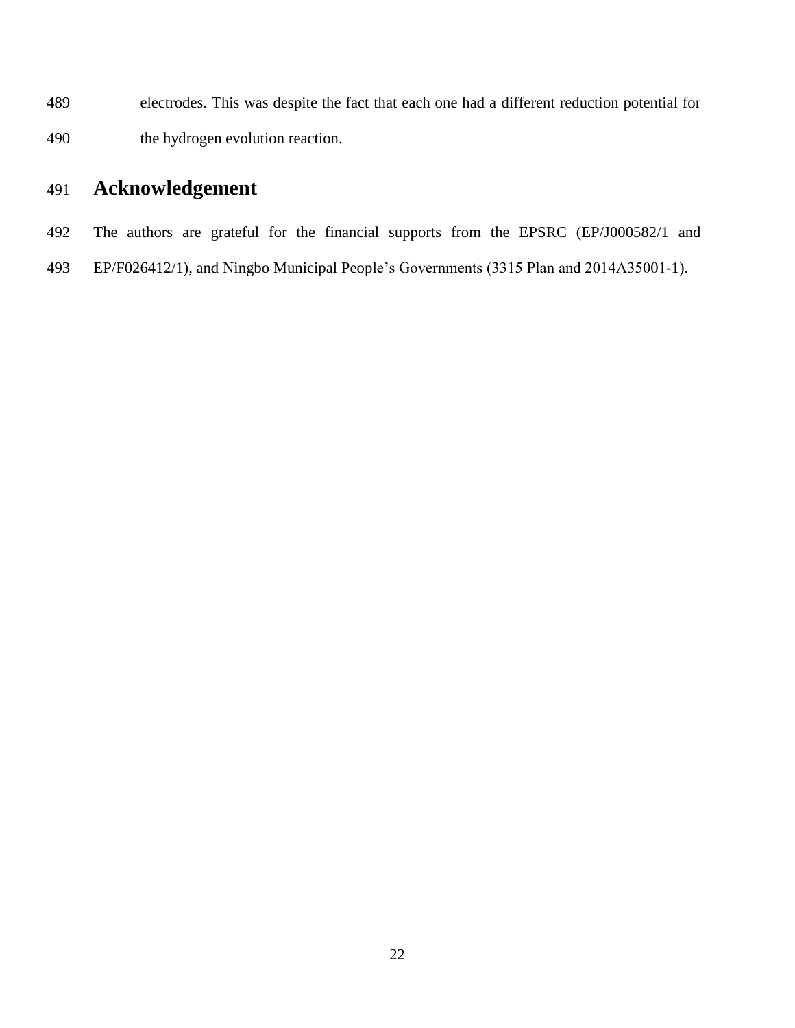electrodes. This was despite the fact that each one had a different reduction potential for the hydrogen evolution reaction.

# Acknowledgement

The authors are grateful for the financial supports from the EPSRC (EP/J000582/1 and EP/F026412/1), and Ningbo Municipal People's Governments (3315 Plan and 2014A35001-1).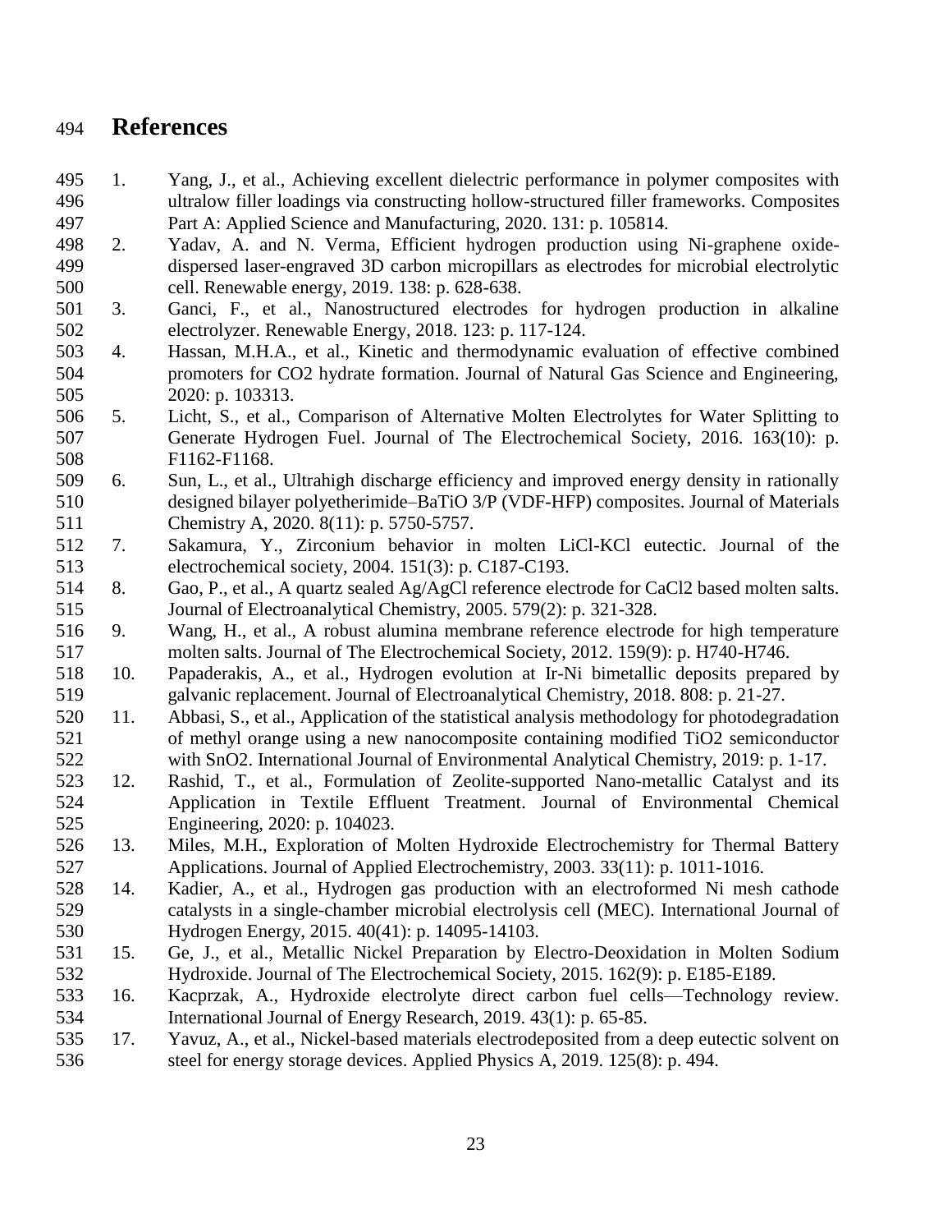# References

1. Yang, J., et al., Achieving excellent dielectric performance in polymer composites with ultralow filler loadings via constructing hollow-structured filler frameworks. Composites Part A: Applied Science and Manufacturing, 2020. 131: p. 105814.
2. Yadav, A. and N. Verma, Efficient hydrogen production using Ni-graphene oxide-dispersed laser-engraved 3D carbon micropillars as electrodes for microbial electrolytic cell. Renewable energy, 2019. 138: p. 628-638.
3. Ganci, F., et al., Nanostructured electrodes for hydrogen production in alkaline electrolyzer. Renewable Energy, 2018. 123: p. 117-124.
4. Hassan, M.H.A., et al., Kinetic and thermodynamic evaluation of effective combined promoters for CO2 hydrate formation. Journal of Natural Gas Science and Engineering, 2020: p. 103313.
5. Licht, S., et al., Comparison of Alternative Molten Electrolytes for Water Splitting to Generate Hydrogen Fuel. Journal of The Electrochemical Society, 2016. 163(10): p. F1162-F1168.
6. Sun, L., et al., Ultrahigh discharge efficiency and improved energy density in rationally designed bilayer polyetherimide–BaTiO 3/P (VDF-HFP) composites. Journal of Materials Chemistry A, 2020. 8(11): p. 5750-5757.
7. Sakamura, Y., Zirconium behavior in molten LiCl-KCl eutectic. Journal of the electrochemical society, 2004. 151(3): p. C187-C193.
8. Gao, P., et al., A quartz sealed Ag/AgCl reference electrode for CaCl2 based molten salts. Journal of Electroanalytical Chemistry, 2005. 579(2): p. 321-328.
9. Wang, H., et al., A robust alumina membrane reference electrode for high temperature molten salts. Journal of The Electrochemical Society, 2012. 159(9): p. H740-H746.
10. Papaderakis, A., et al., Hydrogen evolution at Ir-Ni bimetallic deposits prepared by galvanic replacement. Journal of Electroanalytical Chemistry, 2018. 808: p. 21-27.
11. Abbasi, S., et al., Application of the statistical analysis methodology for photodegradation of methyl orange using a new nanocomposite containing modified TiO2 semiconductor with SnO2. International Journal of Environmental Analytical Chemistry, 2019: p. 1-17.
12. Rashid, T., et al., Formulation of Zeolite-supported Nano-metallic Catalyst and its Application in Textile Effluent Treatment. Journal of Environmental Chemical Engineering, 2020: p. 104023.
13. Miles, M.H., Exploration of Molten Hydroxide Electrochemistry for Thermal Battery Applications. Journal of Applied Electrochemistry, 2003. 33(11): p. 1011-1016.
14. Kadier, A., et al., Hydrogen gas production with an electroformed Ni mesh cathode catalysts in a single-chamber microbial electrolysis cell (MEC). International Journal of Hydrogen Energy, 2015. 40(41): p. 14095-14103.
15. Ge, J., et al., Metallic Nickel Preparation by Electro-Deoxidation in Molten Sodium Hydroxide. Journal of The Electrochemical Society, 2015. 162(9): p. E185-E189.
16. Kacprzak, A., Hydroxide electrolyte direct carbon fuel cells—Technology review. International Journal of Energy Research, 2019. 43(1): p. 65-85.
17. Yavuz, A., et al., Nickel-based materials electrodeposited from a deep eutectic solvent on steel for energy storage devices. Applied Physics A, 2019. 125(8): p. 494.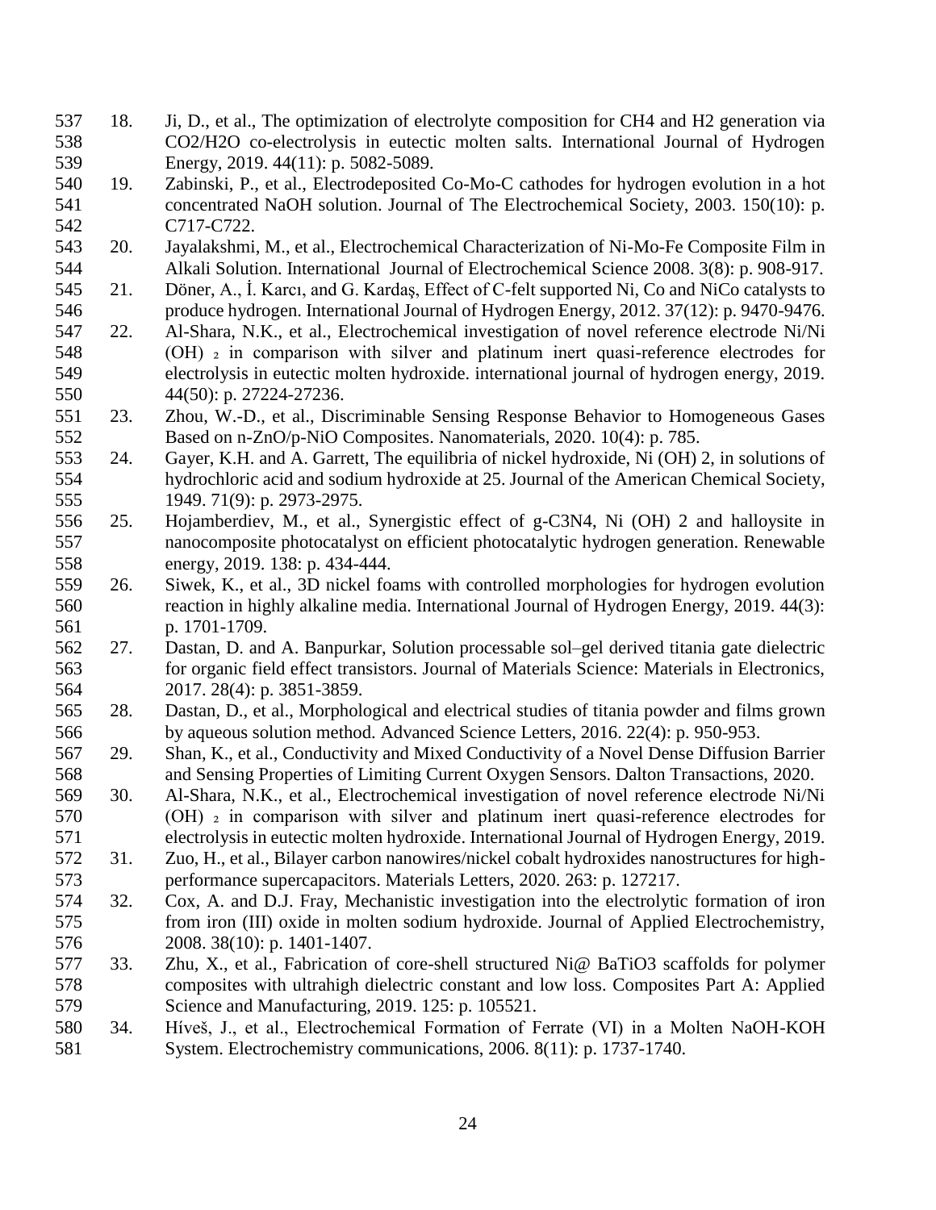18. Ji, D., et al., The optimization of electrolyte composition for $CH_4$ and $H_2$ generation via $CO_2$/$H_2O$ co-electrolysis in eutectic molten salts. International Journal of Hydrogen Energy, 2019. 44(11): p. 5082-5089.
19. Zabinski, P., et al., Electrodeposited Co-Mo-C cathodes for hydrogen evolution in a hot concentrated NaOH solution. Journal of The Electrochemical Society, 2003. 150(10): p. C717-C722.
20. Jayalakshmi, M., et al., Electrochemical Characterization of Ni-Mo-Fe Composite Film in Alkali Solution. International Journal of Electrochemical Science 2008. 3(8): p. 908-917.
21. Döner, A., İ. Karcı, and G. Kardaş, Effect of C-felt supported Ni, Co and NiCo catalysts to produce hydrogen. International Journal of Hydrogen Energy, 2012. 37(12): p. 9470-9476.
22. Al-Shara, N.K., et al., Electrochemical investigation of novel reference electrode Ni/Ni $(OH)_2$ in comparison with silver and platinum inert quasi-reference electrodes for electrolysis in eutectic molten hydroxide. international journal of hydrogen energy, 2019. 44(50): p. 27224-27236.
23. Zhou, W.-D., et al., Discriminable Sensing Response Behavior to Homogeneous Gases Based on n-ZnO/p-NiO Composites. Nanomaterials, 2020. 10(4): p. 785.
24. Gayer, K.H. and A. Garrett, The equilibria of nickel hydroxide, Ni (OH) 2, in solutions of hydrochloric acid and sodium hydroxide at 25. Journal of the American Chemical Society, 1949. 71(9): p. 2973-2975.
25. Hojamberdiev, M., et al., Synergistic effect of g-C3N4, Ni (OH) 2 and halloysite in nanocomposite photocatalyst on efficient photocatalytic hydrogen generation. Renewable energy, 2019. 138: p. 434-444.
26. Siwek, K., et al., 3D nickel foams with controlled morphologies for hydrogen evolution reaction in highly alkaline media. International Journal of Hydrogen Energy, 2019. 44(3): p. 1701-1709.
27. Dastan, D. and A. Banpurkar, Solution processable sol–gel derived titania gate dielectric for organic field effect transistors. Journal of Materials Science: Materials in Electronics, 2017. 28(4): p. 3851-3859.
28. Dastan, D., et al., Morphological and electrical studies of titania powder and films grown by aqueous solution method. Advanced Science Letters, 2016. 22(4): p. 950-953.
29. Shan, K., et al., Conductivity and Mixed Conductivity of a Novel Dense Diffusion Barrier and Sensing Properties of Limiting Current Oxygen Sensors. Dalton Transactions, 2020.
30. Al-Shara, N.K., et al., Electrochemical investigation of novel reference electrode Ni/Ni $(OH)_2$ in comparison with silver and platinum inert quasi-reference electrodes for electrolysis in eutectic molten hydroxide. International Journal of Hydrogen Energy, 2019.
31. Zuo, H., et al., Bilayer carbon nanowires/nickel cobalt hydroxides nanostructures for high-performance supercapacitors. Materials Letters, 2020. 263: p. 127217.
32. Cox, A. and D.J. Fray, Mechanistic investigation into the electrolytic formation of iron from iron (III) oxide in molten sodium hydroxide. Journal of Applied Electrochemistry, 2008. 38(10): p. 1401-1407.
33. Zhu, X., et al., Fabrication of core-shell structured Ni@ BaTiO3 scaffolds for polymer composites with ultrahigh dielectric constant and low loss. Composites Part A: Applied Science and Manufacturing, 2019. 125: p. 105521.
34. Híveš, J., et al., Electrochemical Formation of Ferrate (VI) in a Molten NaOH-KOH System. Electrochemistry communications, 2006. 8(11): p. 1737-1740.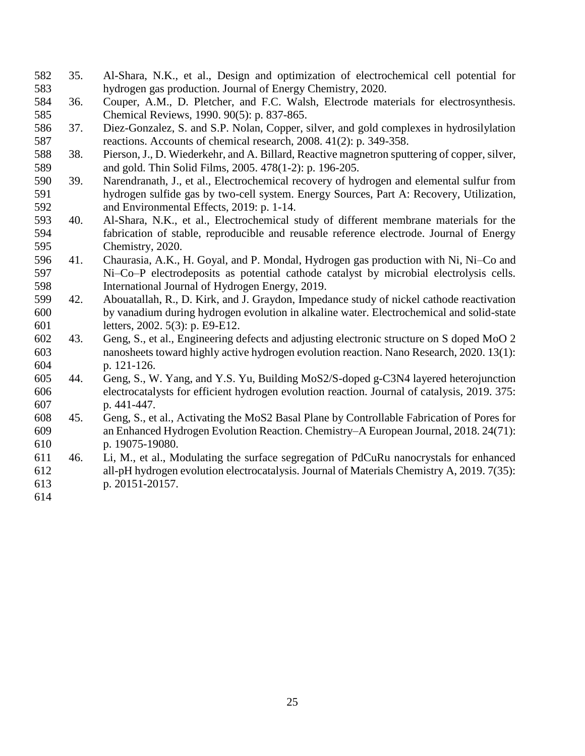35. Al-Shara, N.K., et al., Design and optimization of electrochemical cell potential for hydrogen gas production. Journal of Energy Chemistry, 2020.
36. Couper, A.M., D. Pletcher, and F.C. Walsh, Electrode materials for electrosynthesis. Chemical Reviews, 1990. 90(5): p. 837-865.
37. Diez-Gonzalez, S. and S.P. Nolan, Copper, silver, and gold complexes in hydrosilylation reactions. Accounts of chemical research, 2008. 41(2): p. 349-358.
38. Pierson, J., D. Wiederkehr, and A. Billard, Reactive magnetron sputtering of copper, silver, and gold. Thin Solid Films, 2005. 478(1-2): p. 196-205.
39. Narendranath, J., et al., Electrochemical recovery of hydrogen and elemental sulfur from hydrogen sulfide gas by two-cell system. Energy Sources, Part A: Recovery, Utilization, and Environmental Effects, 2019: p. 1-14.
40. Al-Shara, N.K., et al., Electrochemical study of different membrane materials for the fabrication of stable, reproducible and reusable reference electrode. Journal of Energy Chemistry, 2020.
41. Chaurasia, A.K., H. Goyal, and P. Mondal, Hydrogen gas production with Ni, Ni–Co and Ni–Co–P electrodeposits as potential cathode catalyst by microbial electrolysis cells. International Journal of Hydrogen Energy, 2019.
42. Abouatallah, R., D. Kirk, and J. Graydon, Impedance study of nickel cathode reactivation by vanadium during hydrogen evolution in alkaline water. Electrochemical and solid-state letters, 2002. 5(3): p. E9-E12.
43. Geng, S., et al., Engineering defects and adjusting electronic structure on S doped MoO 2 nanosheets toward highly active hydrogen evolution reaction. Nano Research, 2020. 13(1): p. 121-126.
44. Geng, S., W. Yang, and Y.S. Yu, Building MoS2/S-doped g-C3N4 layered heterojunction electrocatalysts for efficient hydrogen evolution reaction. Journal of catalysis, 2019. 375: p. 441-447.
45. Geng, S., et al., Activating the MoS2 Basal Plane by Controllable Fabrication of Pores for an Enhanced Hydrogen Evolution Reaction. Chemistry–A European Journal, 2018. 24(71): p. 19075-19080.
46. Li, M., et al., Modulating the surface segregation of PdCuRu nanocrystals for enhanced all-pH hydrogen evolution electrocatalysis. Journal of Materials Chemistry A, 2019. 7(35): p. 20151-20157.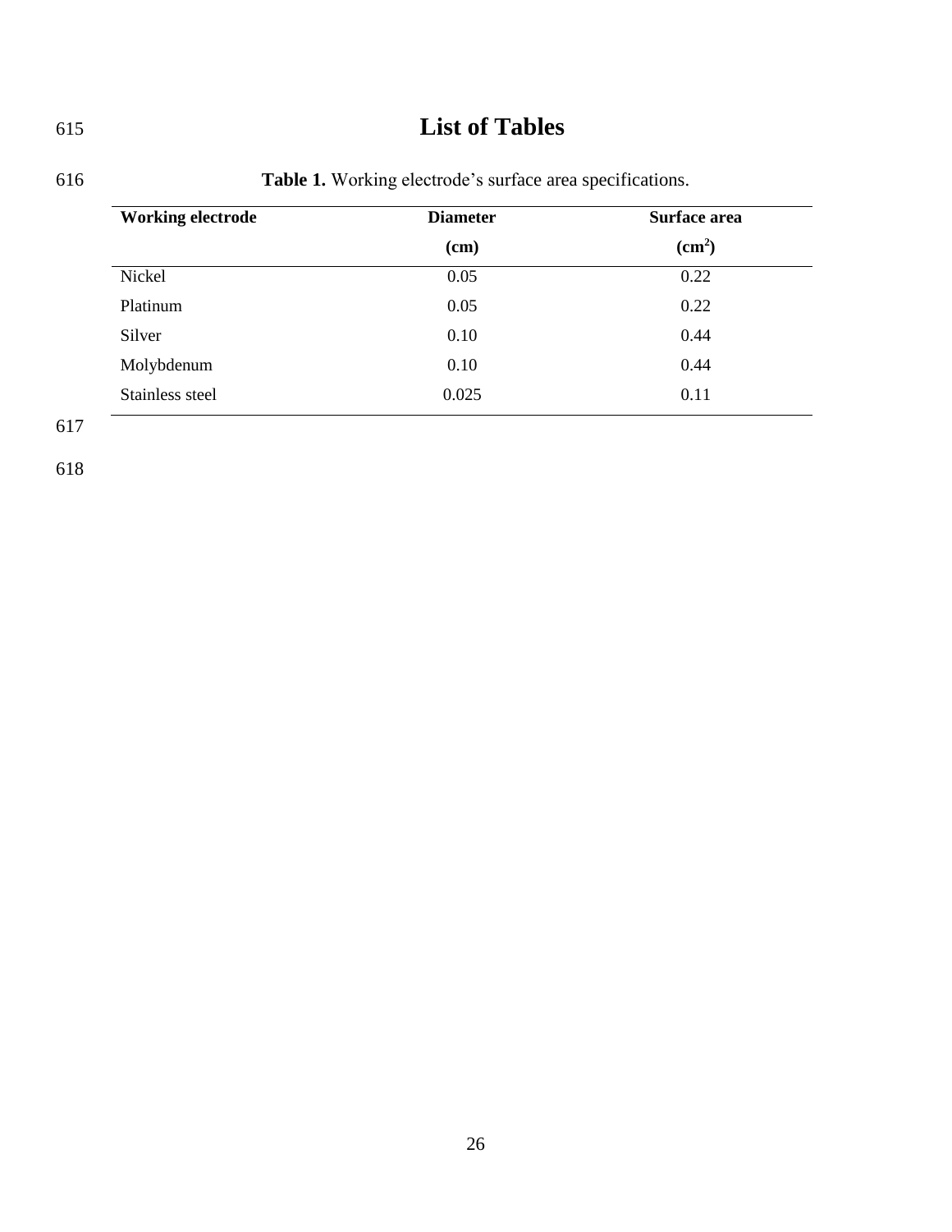# List of Tables

**Table 1.** Working electrode's surface area specifications.

| Working electrode | Diameter (cm) | Surface area ($cm^2$) |
|---|---|---|
| Nickel | 0.05 | 0.22 |
| Platinum | 0.05 | 0.22 |
| Silver | 0.10 | 0.44 |
| Molybdenum | 0.10 | 0.44 |
| Stainless steel | 0.025 | 0.11 |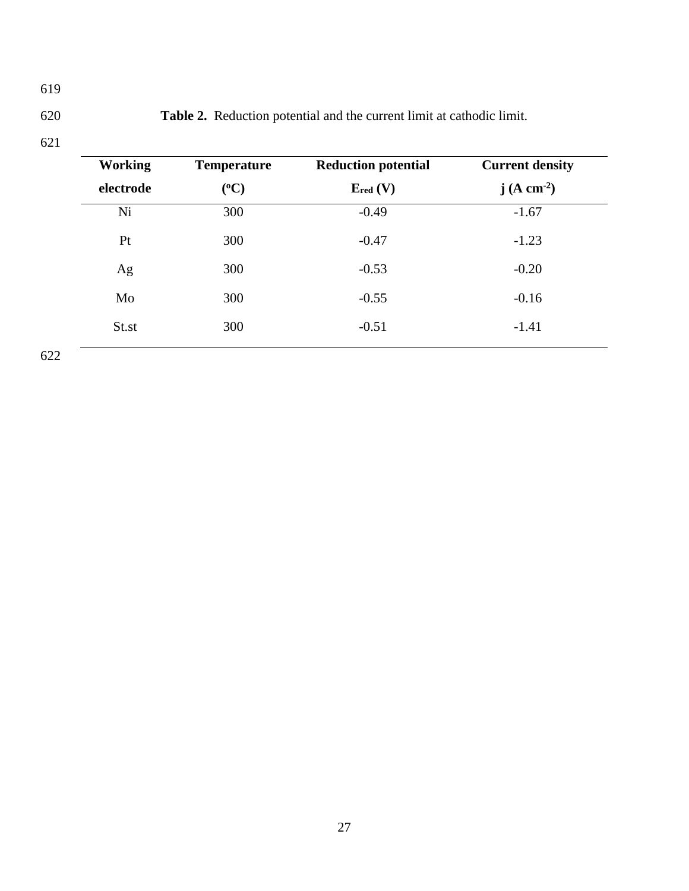**Table 2.** Reduction potential and the current limit at cathodic limit.

| Working electrode | Temperature (°C) | Reduction potential $E_{red}$ (V) | Current density j (A cm$^{-2}$) |
|---|---|---|---|
| Ni | 300 | -0.49 | -1.67 |
| Pt | 300 | -0.47 | -1.23 |
| Ag | 300 | -0.53 | -0.20 |
| Mo | 300 | -0.55 | -0.16 |
| St.st | 300 | -0.51 | -1.41 |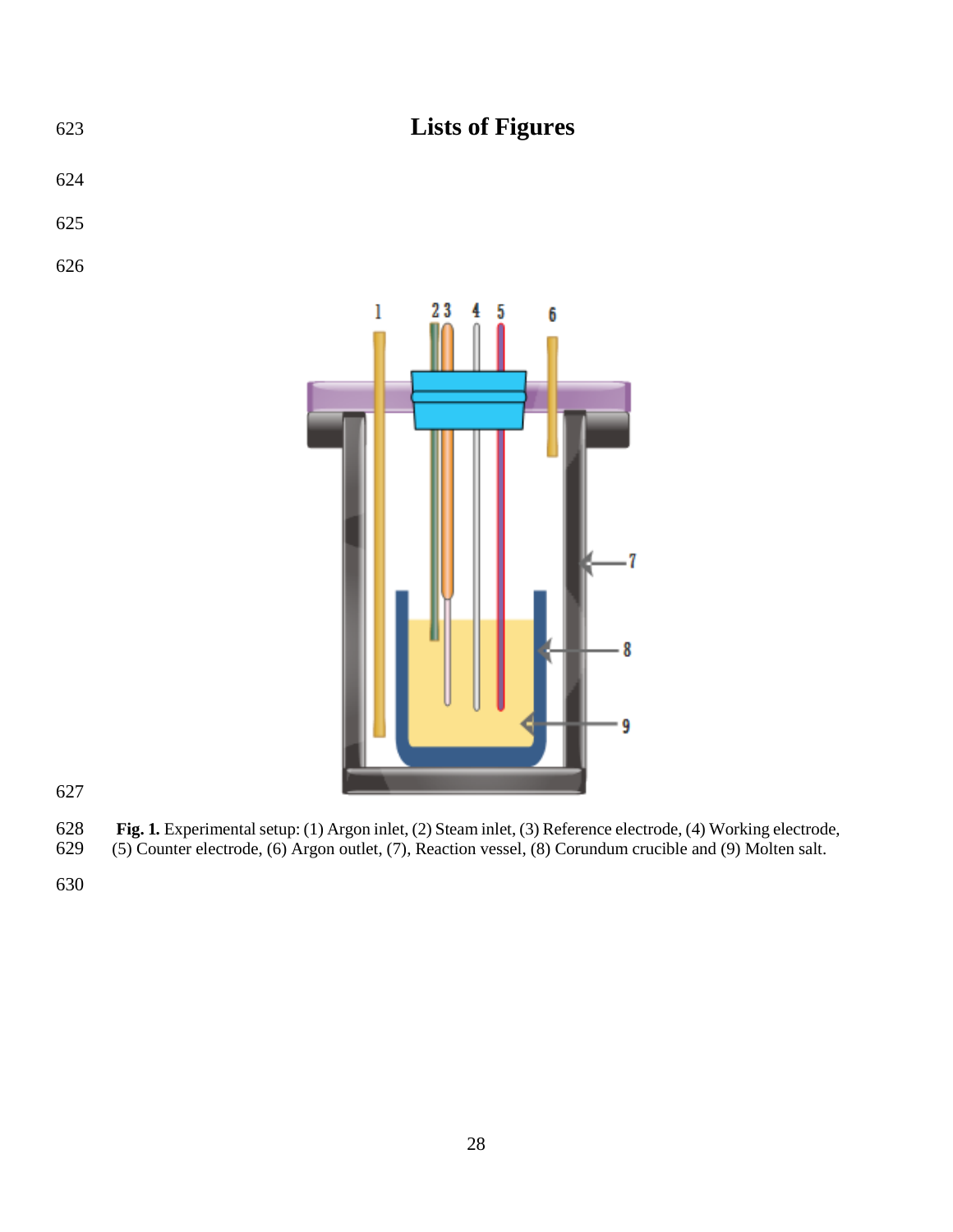# Lists of Figures

**Fig. 1.** Experimental setup: (1) Argon inlet, (2) Steam inlet, (3) Reference electrode, (4) Working electrode, (5) Counter electrode, (6) Argon outlet, (7), Reaction vessel, (8) Corundum crucible and (9) Molten salt.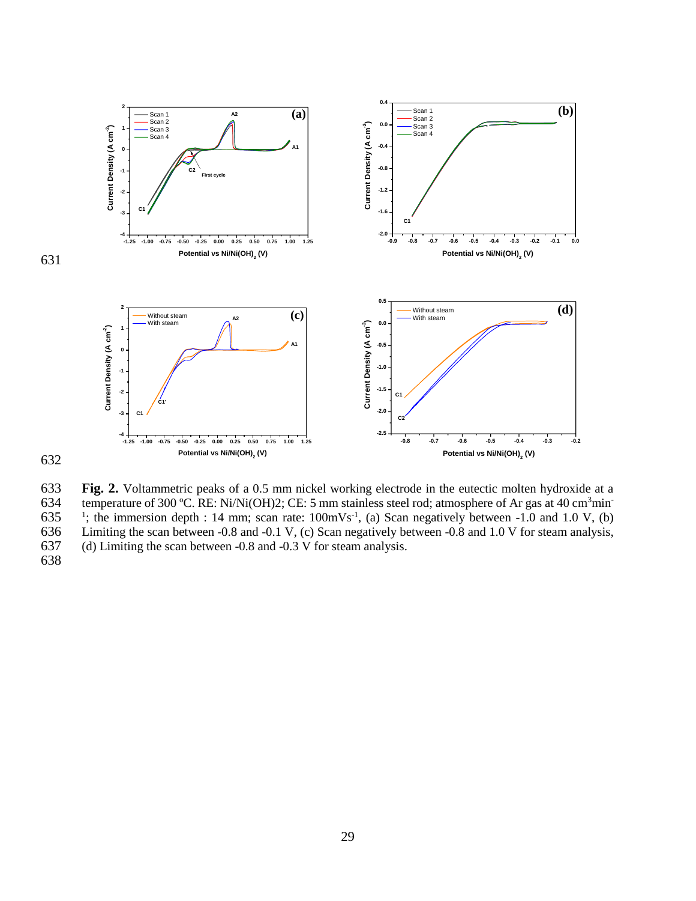**Fig. 2.** Voltammetric peaks of a 0.5 mm nickel working electrode in the eutectic molten hydroxide at a temperature of 300 ºC. RE: Ni/Ni(OH)2; CE: 5 mm stainless steel rod; atmosphere of Ar gas at 40 $cm^3 min^{-1}$; the immersion depth : 14 mm; scan rate: 100$mVs^{-1}$, (a) Scan negatively between -1.0 and 1.0 V, (b) Limiting the scan between -0.8 and -0.1 V, (c) Scan negatively between -0.8 and 1.0 V for steam analysis, (d) Limiting the scan between -0.8 and -0.3 V for steam analysis.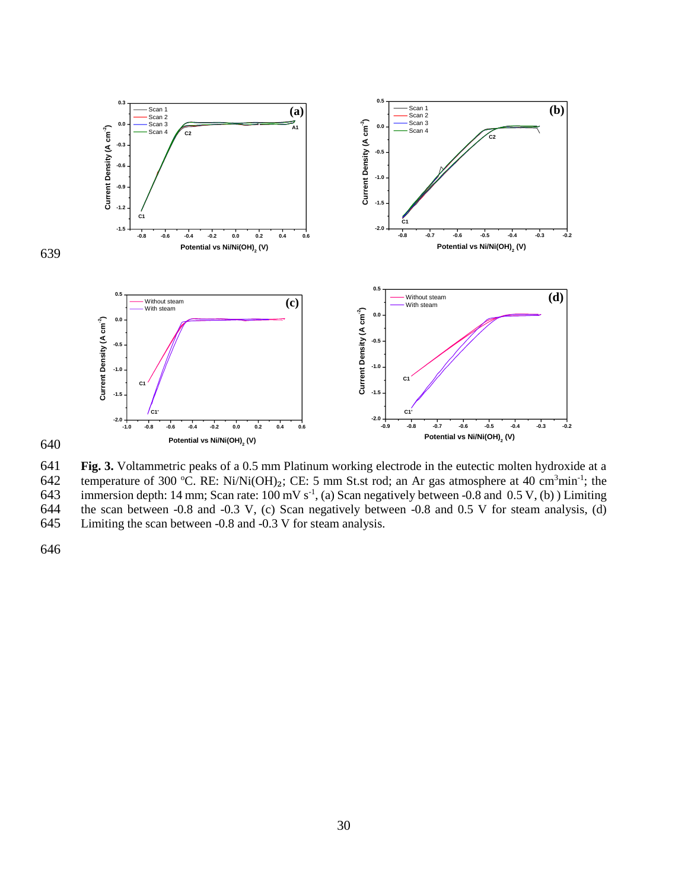**Fig. 3.** Voltammetric peaks of a 0.5 mm Platinum working electrode in the eutectic molten hydroxide at a temperature of 300 ºC. RE: Ni/Ni(OH)$_2$; CE: 5 mm St.st rod; an Ar gas atmosphere at 40 cm$^3$min$^{-1}$; the immersion depth: 14 mm; Scan rate: 100 mV s$^{-1}$, (a) Scan negatively between -0.8 and 0.5 V, (b) ) Limiting the scan between -0.8 and -0.3 V, (c) Scan negatively between -0.8 and 0.5 V for steam analysis, (d) Limiting the scan between -0.8 and -0.3 V for steam analysis.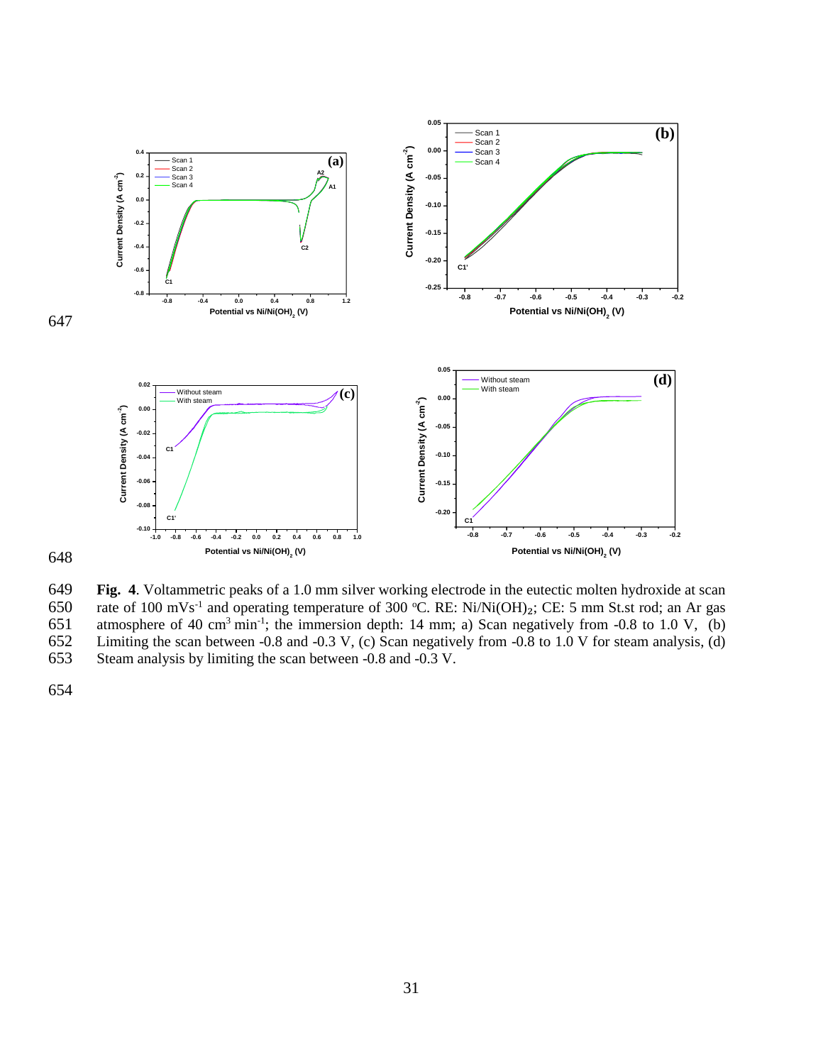**Fig. 4**. Voltammetric peaks of a 1.0 mm silver working electrode in the eutectic molten hydroxide at scan rate of 100 mVs$^{-1}$ and operating temperature of 300 ºC. RE: Ni/Ni(OH)$_2$; CE: 5 mm St.st rod; an Ar gas atmosphere of 40 cm$^3$ min$^{-1}$; the immersion depth: 14 mm; a) Scan negatively from -0.8 to 1.0 V, (b) Limiting the scan between -0.8 and -0.3 V, (c) Scan negatively from -0.8 to 1.0 V for steam analysis, (d) Steam analysis by limiting the scan between -0.8 and -0.3 V.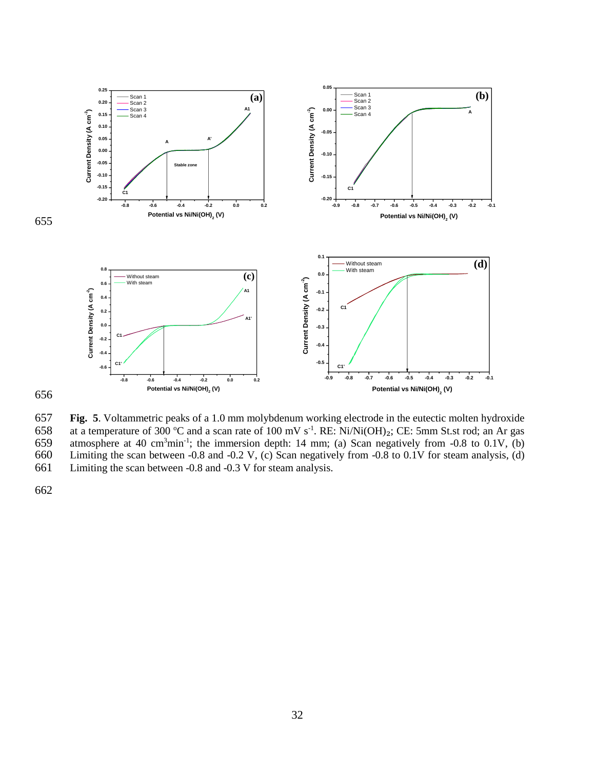**Fig. 5**. Voltammetric peaks of a 1.0 mm molybdenum working electrode in the eutectic molten hydroxide at a temperature of 300 °C and a scan rate of 100 mV $s^{-1}$. RE: Ni/Ni$(OH)_2$; CE: 5mm St.st rod; an Ar gas atmosphere at 40 $cm^3min^{-1}$; the immersion depth: 14 mm; (a) Scan negatively from -0.8 to 0.1V, (b) Limiting the scan between -0.8 and -0.2 V, (c) Scan negatively from -0.8 to 0.1V for steam analysis, (d) Limiting the scan between -0.8 and -0.3 V for steam analysis.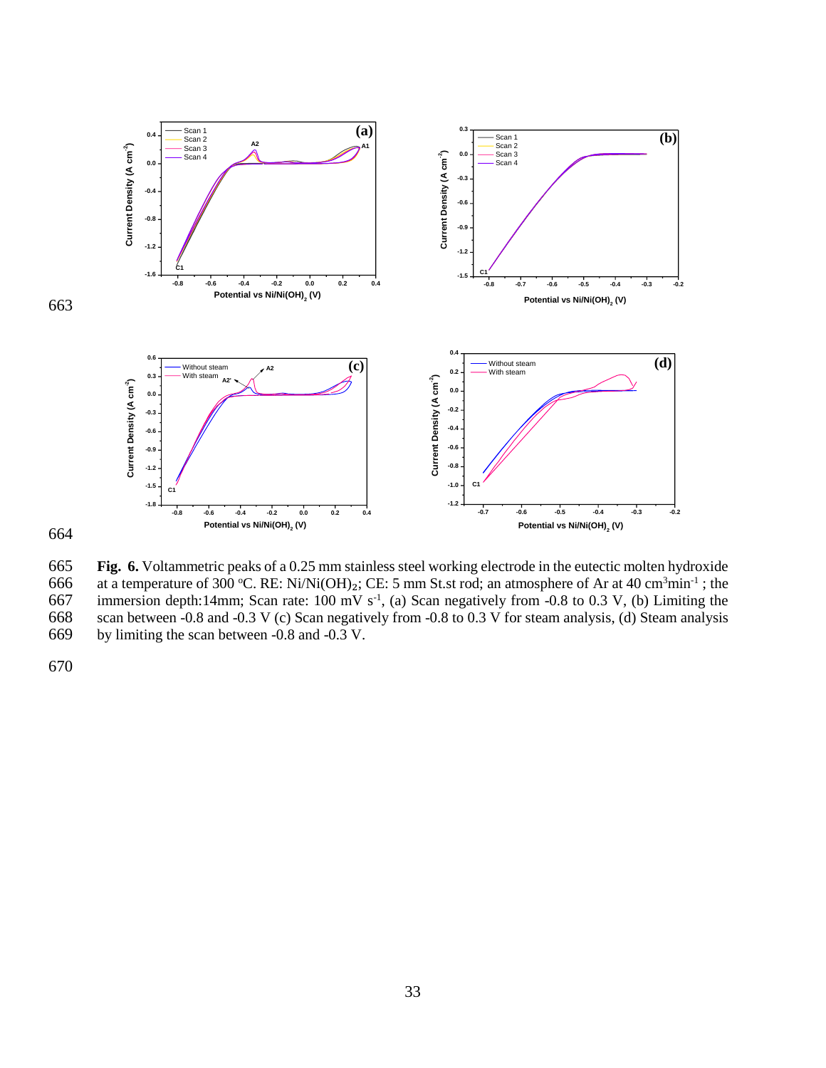**Fig. 6.** Voltammetric peaks of a 0.25 mm stainless steel working electrode in the eutectic molten hydroxide at a temperature of 300 °C. RE: $Ni/Ni(OH)_2$; CE: 5 mm St.st rod; an atmosphere of Ar at 40 $cm^3min^{-1}$ ; the immersion depth:14mm; Scan rate: 100 mV $s^{-1}$, (a) Scan negatively from -0.8 to 0.3 V, (b) Limiting the scan between -0.8 and -0.3 V (c) Scan negatively from -0.8 to 0.3 V for steam analysis, (d) Steam analysis by limiting the scan between -0.8 and -0.3 V.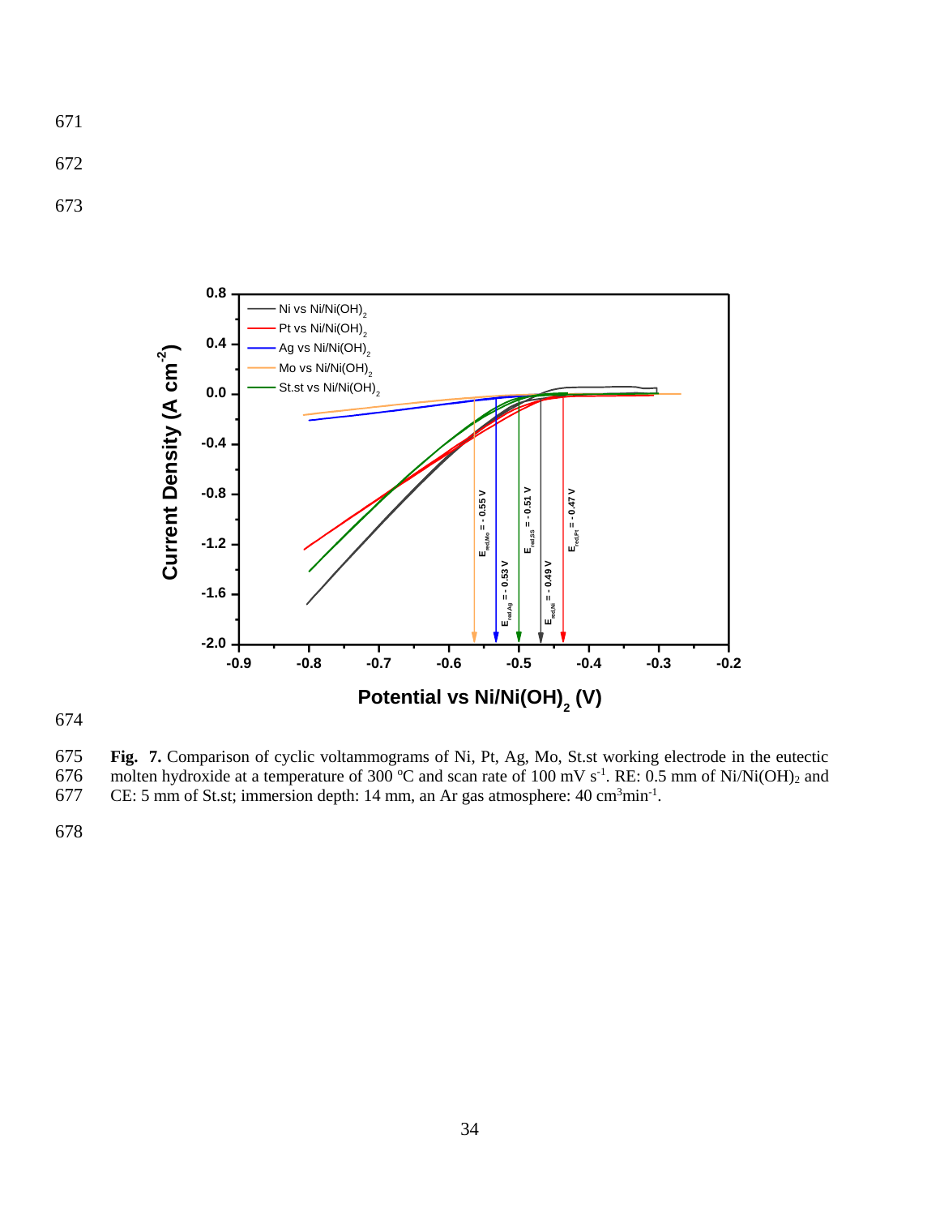**Fig. 7.** Comparison of cyclic voltammograms of Ni, Pt, Ag, Mo, St.st working electrode in the eutectic molten hydroxide at a temperature of 300 °C and scan rate of 100 mV $s^{-1}$. RE: 0.5 mm of $Ni/Ni(OH)_2$ and CE: 5 mm of St.st; immersion depth: 14 mm, an Ar gas atmosphere: 40 $cm^3min^{-1}$.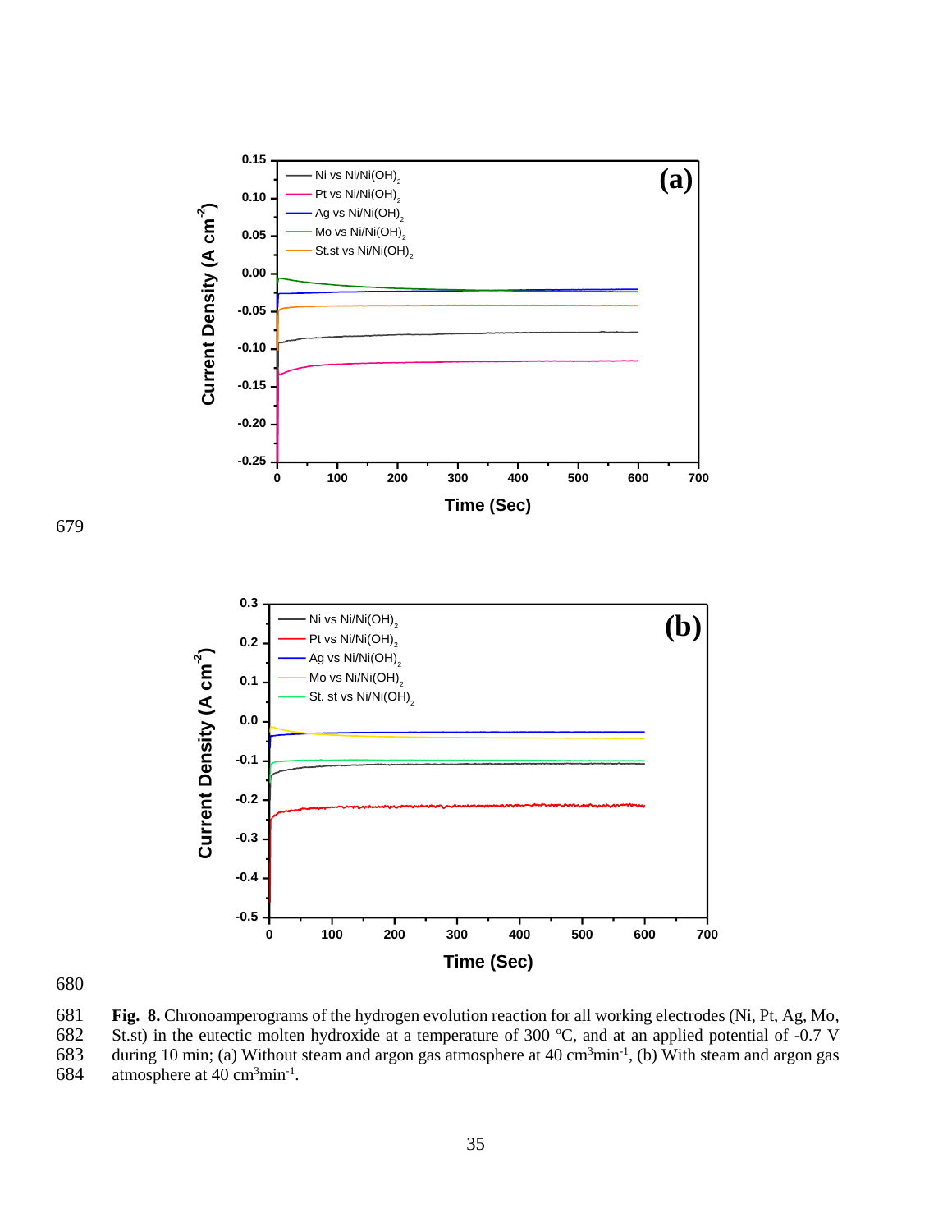(a)

Current Density (A cm$^{-2}$)

0.15
0.10
0.05
0.00
-0.05
-0.10
-0.15
-0.20
-0.25

Time (Sec)

0
100
200
300
400
500
600
700

Ni vs Ni/Ni(OH)$_2$
Pt vs Ni/Ni(OH)$_2$
Ag vs Ni/Ni(OH)$_2$
Mo vs Ni/Ni(OH)$_2$
St.st vs Ni/Ni(OH)$_2$

(b)

Current Density (A cm$^{-2}$)

0.3
0.2
0.1
0.0
-0.1
-0.2
-0.3
-0.4
-0.5

Time (Sec)

0
100
200
300
400
500
600
700

Ni vs Ni/Ni(OH)$_2$
Pt vs Ni/Ni(OH)$_2$
Ag vs Ni/Ni(OH)$_2$
Mo vs Ni/Ni(OH)$_2$
St. st vs Ni/Ni(OH)$_2$

**Fig. 8.** Chronoamperograms of the hydrogen evolution reaction for all working electrodes (Ni, Pt, Ag, Mo, St.st) in the eutectic molten hydroxide at a temperature of 300 ºC, and at an applied potential of -0.7 V during 10 min; (a) Without steam and argon gas atmosphere at 40 cm$^3$min$^{-1}$, (b) With steam and argon gas atmosphere at 40 cm$^3$min$^{-1}$.